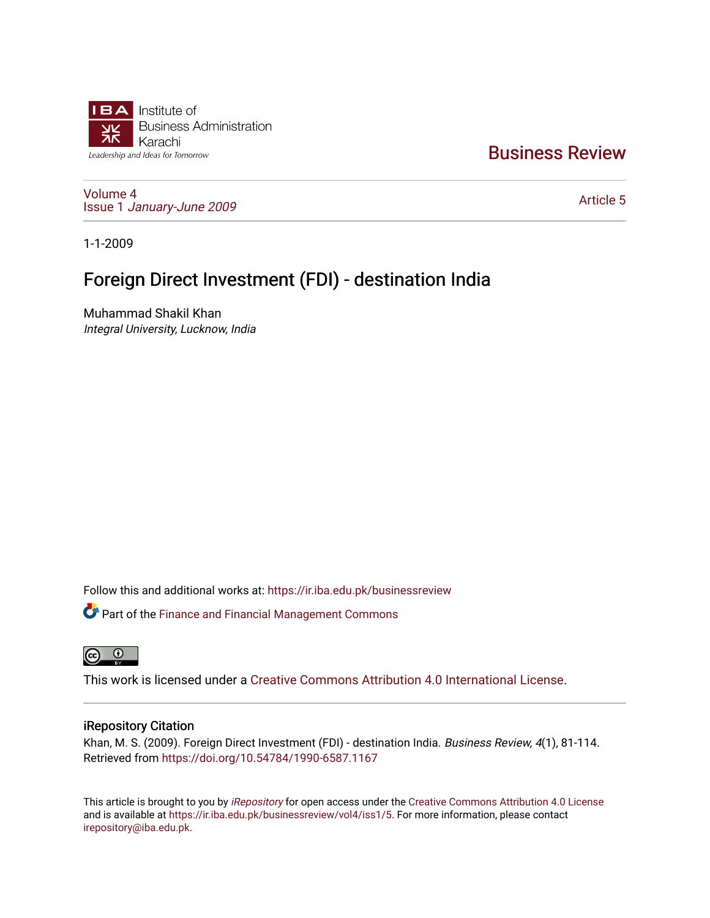IBA Institute of Business Administration Karachi

*Leadership and Ideas for Tomorrow*

# Business Review

Volume 4
Issue 1 *January-June 2009*

Article 5

1-1-2009

## Foreign Direct Investment (FDI) - destination India

Muhammad Shakil Khan
*Integral University, Lucknow, India*

Follow this and additional works at: https://ir.iba.edu.pk/businessreview

Part of the Finance and Financial Management Commons

This work is licensed under a Creative Commons Attribution 4.0 International License.

### iRepository Citation

Khan, M. S. (2009). Foreign Direct Investment (FDI) - destination India. *Business Review, 4*(1), 81-114. Retrieved from https://doi.org/10.54784/1990-6587.1167

This article is brought to you by *iRepository* for open access under the Creative Commons Attribution 4.0 License and is available at https://ir.iba.edu.pk/businessreview/vol4/iss1/5. For more information, please contact irepository@iba.edu.pk.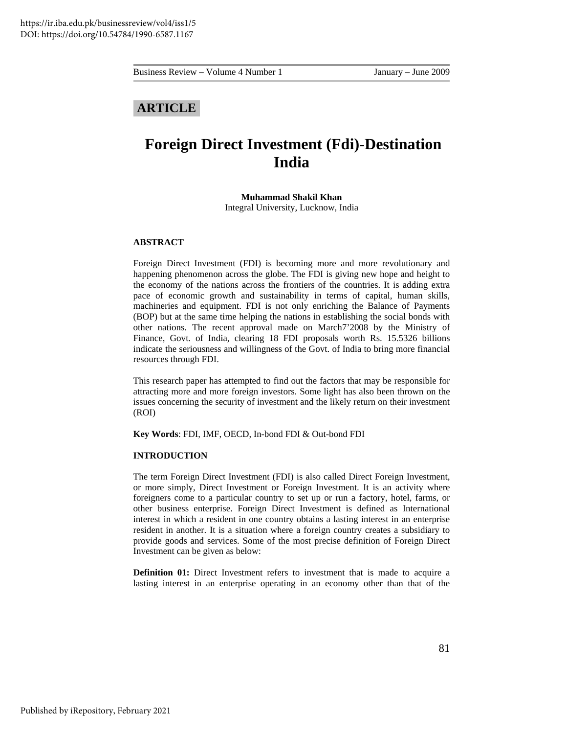## ARTICLE

# Foreign Direct Investment (Fdi)-Destination India

**Muhammad Shakil Khan**
Integral University, Lucknow, India

### ABSTRACT

Foreign Direct Investment (FDI) is becoming more and more revolutionary and happening phenomenon across the globe. The FDI is giving new hope and height to the economy of the nations across the frontiers of the countries. It is adding extra pace of economic growth and sustainability in terms of capital, human skills, machineries and equipment. FDI is not only enriching the Balance of Payments (BOP) but at the same time helping the nations in establishing the social bonds with other nations. The recent approval made on March7'2008 by the Ministry of Finance, Govt. of India, clearing 18 FDI proposals worth Rs. 15.5326 billions indicate the seriousness and willingness of the Govt. of India to bring more financial resources through FDI.

This research paper has attempted to find out the factors that may be responsible for attracting more and more foreign investors. Some light has also been thrown on the issues concerning the security of investment and the likely return on their investment (ROI)

**Key Words**: FDI, IMF, OECD, In-bond FDI & Out-bond FDI

### INTRODUCTION

The term Foreign Direct Investment (FDI) is also called Direct Foreign Investment, or more simply, Direct Investment or Foreign Investment. It is an activity where foreigners come to a particular country to set up or run a factory, hotel, farms, or other business enterprise. Foreign Direct Investment is defined as International interest in which a resident in one country obtains a lasting interest in an enterprise resident in another. It is a situation where a foreign country creates a subsidiary to provide goods and services. Some of the most precise definition of Foreign Direct Investment can be given as below:

**Definition 01:** Direct Investment refers to investment that is made to acquire a lasting interest in an enterprise operating in an economy other than that of the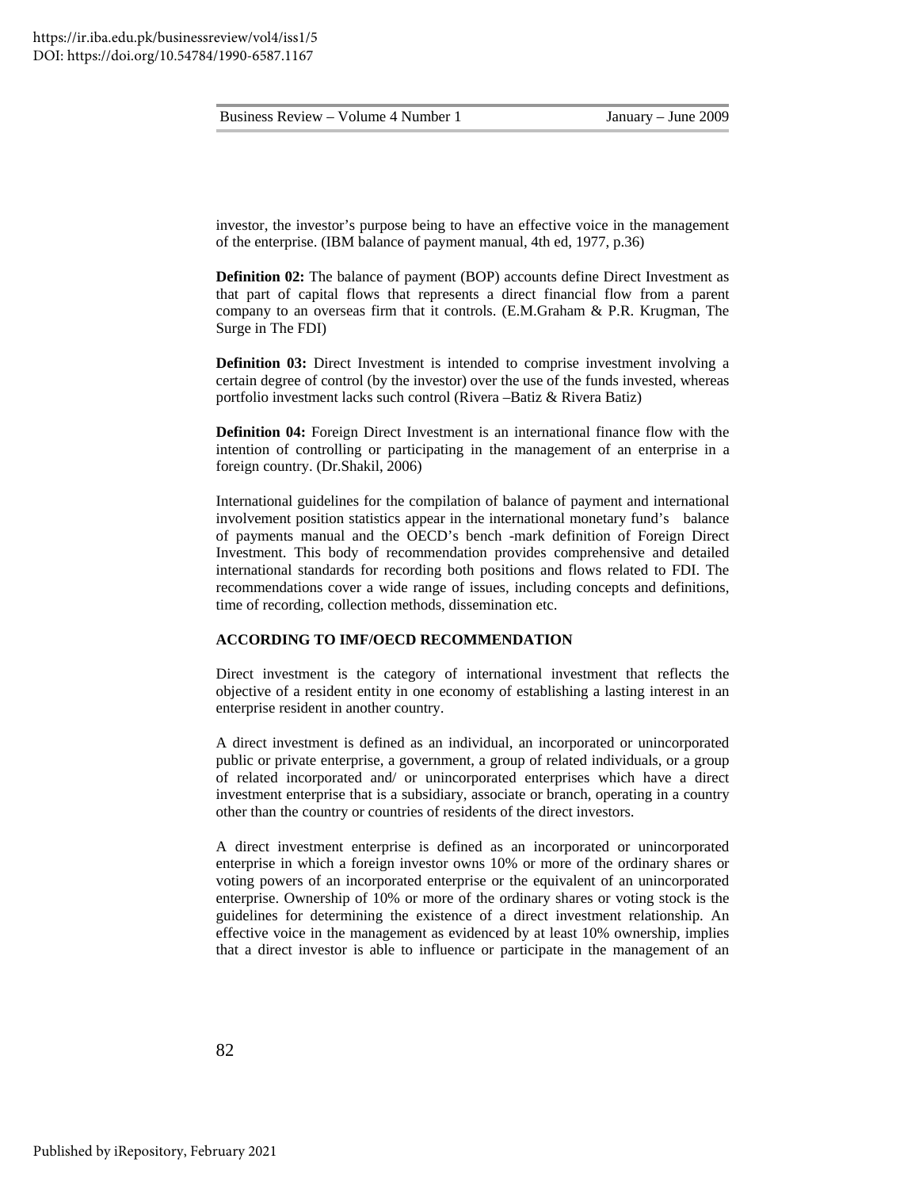investor, the investor's purpose being to have an effective voice in the management of the enterprise. (IBM balance of payment manual, 4th ed, 1977, p.36)

**Definition 02:** The balance of payment (BOP) accounts define Direct Investment as that part of capital flows that represents a direct financial flow from a parent company to an overseas firm that it controls. (E.M.Graham & P.R. Krugman, The Surge in The FDI)

**Definition 03:** Direct Investment is intended to comprise investment involving a certain degree of control (by the investor) over the use of the funds invested, whereas portfolio investment lacks such control (Rivera –Batiz & Rivera Batiz)

**Definition 04:** Foreign Direct Investment is an international finance flow with the intention of controlling or participating in the management of an enterprise in a foreign country. (Dr.Shakil, 2006)

International guidelines for the compilation of balance of payment and international involvement position statistics appear in the international monetary fund's balance of payments manual and the OECD's bench -mark definition of Foreign Direct Investment. This body of recommendation provides comprehensive and detailed international standards for recording both positions and flows related to FDI. The recommendations cover a wide range of issues, including concepts and definitions, time of recording, collection methods, dissemination etc.

**ACCORDING TO IMF/OECD RECOMMENDATION**

Direct investment is the category of international investment that reflects the objective of a resident entity in one economy of establishing a lasting interest in an enterprise resident in another country.

A direct investment is defined as an individual, an incorporated or unincorporated public or private enterprise, a government, a group of related individuals, or a group of related incorporated and/ or unincorporated enterprises which have a direct investment enterprise that is a subsidiary, associate or branch, operating in a country other than the country or countries of residents of the direct investors.

A direct investment enterprise is defined as an incorporated or unincorporated enterprise in which a foreign investor owns 10% or more of the ordinary shares or voting powers of an incorporated enterprise or the equivalent of an unincorporated enterprise. Ownership of 10% or more of the ordinary shares or voting stock is the guidelines for determining the existence of a direct investment relationship. An effective voice in the management as evidenced by at least 10% ownership, implies that a direct investor is able to influence or participate in the management of an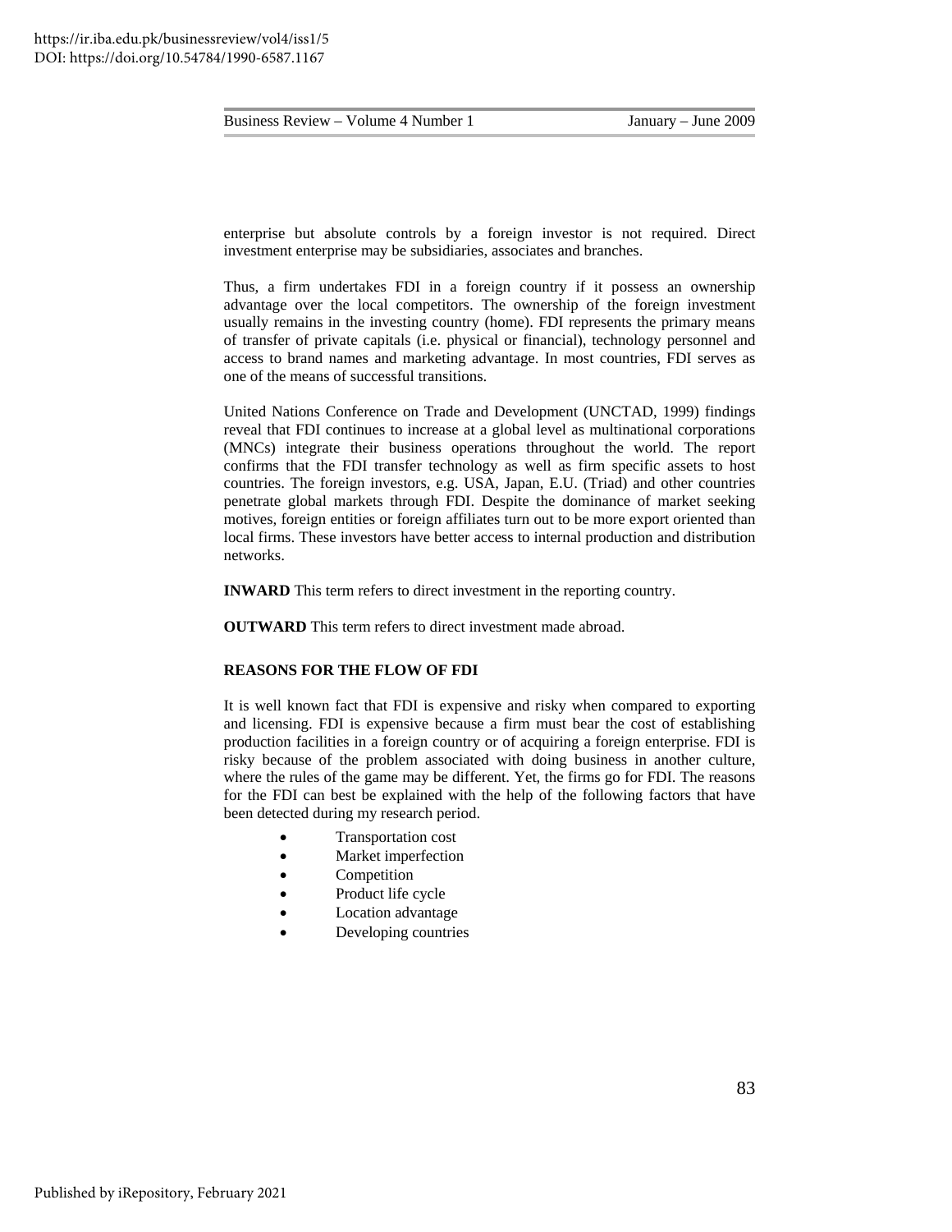enterprise but absolute controls by a foreign investor is not required. Direct investment enterprise may be subsidiaries, associates and branches.

Thus, a firm undertakes FDI in a foreign country if it possess an ownership advantage over the local competitors. The ownership of the foreign investment usually remains in the investing country (home). FDI represents the primary means of transfer of private capitals (i.e. physical or financial), technology personnel and access to brand names and marketing advantage. In most countries, FDI serves as one of the means of successful transitions.

United Nations Conference on Trade and Development (UNCTAD, 1999) findings reveal that FDI continues to increase at a global level as multinational corporations (MNCs) integrate their business operations throughout the world. The report confirms that the FDI transfer technology as well as firm specific assets to host countries. The foreign investors, e.g. USA, Japan, E.U. (Triad) and other countries penetrate global markets through FDI. Despite the dominance of market seeking motives, foreign entities or foreign affiliates turn out to be more export oriented than local firms. These investors have better access to internal production and distribution networks.

**INWARD** This term refers to direct investment in the reporting country.

**OUTWARD** This term refers to direct investment made abroad.

## REASONS FOR THE FLOW OF FDI

It is well known fact that FDI is expensive and risky when compared to exporting and licensing. FDI is expensive because a firm must bear the cost of establishing production facilities in a foreign country or of acquiring a foreign enterprise. FDI is risky because of the problem associated with doing business in another culture, where the rules of the game may be different. Yet, the firms go for FDI. The reasons for the FDI can best be explained with the help of the following factors that have been detected during my research period.

- Transportation cost
- Market imperfection
- Competition
- Product life cycle
- Location advantage
- Developing countries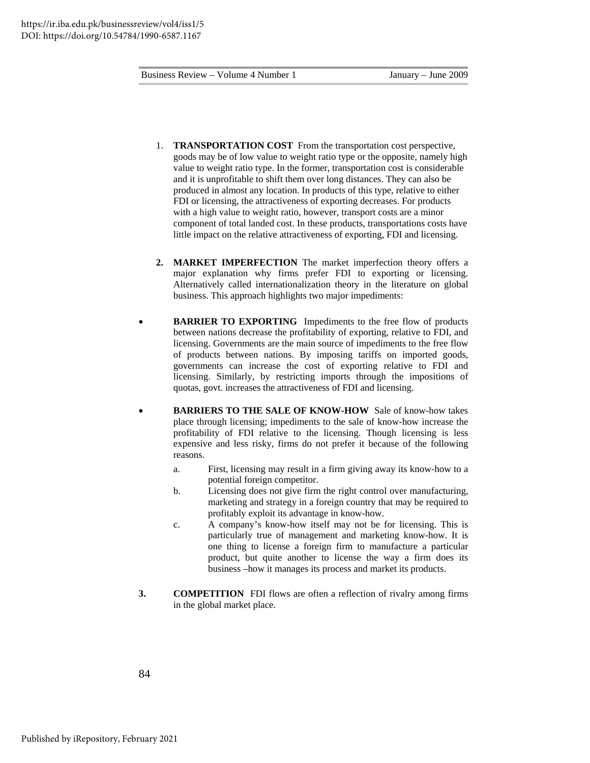1. **TRANSPORTATION COST** From the transportation cost perspective, goods may be of low value to weight ratio type or the opposite, namely high value to weight ratio type. In the former, transportation cost is considerable and it is unprofitable to shift them over long distances. They can also be produced in almost any location. In products of this type, relative to either FDI or licensing, the attractiveness of exporting decreases. For products with a high value to weight ratio, however, transport costs are a minor component of total landed cost. In these products, transportations costs have little impact on the relative attractiveness of exporting, FDI and licensing.

2. **MARKET IMPERFECTION** The market imperfection theory offers a major explanation why firms prefer FDI to exporting or licensing. Alternatively called internationalization theory in the literature on global business. This approach highlights two major impediments:

- **BARRIER TO EXPORTING** Impediments to the free flow of products between nations decrease the profitability of exporting, relative to FDI, and licensing. Governments are the main source of impediments to the free flow of products between nations. By imposing tariffs on imported goods, governments can increase the cost of exporting relative to FDI and licensing. Similarly, by restricting imports through the impositions of quotas, govt. increases the attractiveness of FDI and licensing.

- **BARRIERS TO THE SALE OF KNOW-HOW** Sale of know-how takes place through licensing; impediments to the sale of know-how increase the profitability of FDI relative to the licensing. Though licensing is less expensive and less risky, firms do not prefer it because of the following reasons.
  a. First, licensing may result in a firm giving away its know-how to a potential foreign competitor.
  b. Licensing does not give firm the right control over manufacturing, marketing and strategy in a foreign country that may be required to profitably exploit its advantage in know-how.
  c. A company's know-how itself may not be for licensing. This is particularly true of management and marketing know-how. It is one thing to license a foreign firm to manufacture a particular product, but quite another to license the way a firm does its business –how it manages its process and market its products.

3. **COMPETITION** FDI flows are often a reflection of rivalry among firms in the global market place.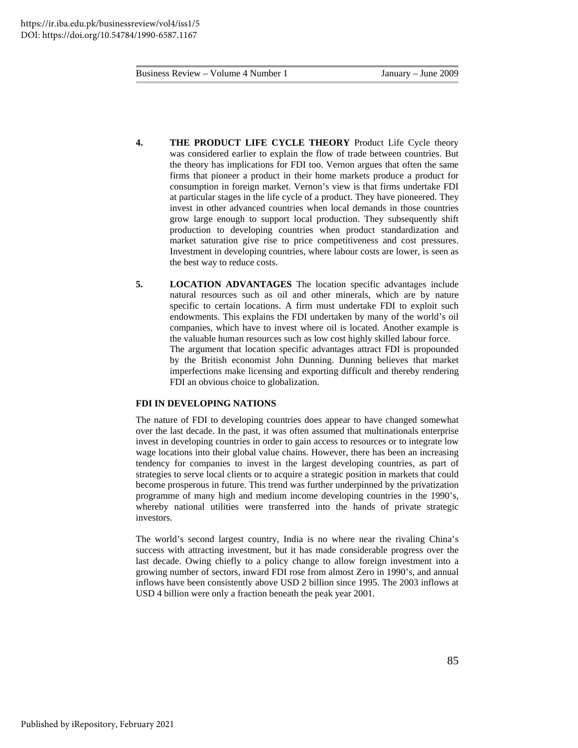4. **THE PRODUCT LIFE CYCLE THEORY** Product Life Cycle theory was considered earlier to explain the flow of trade between countries. But the theory has implications for FDI too. Vernon argues that often the same firms that pioneer a product in their home markets produce a product for consumption in foreign market. Vernon's view is that firms undertake FDI at particular stages in the life cycle of a product. They have pioneered. They invest in other advanced countries when local demands in those countries grow large enough to support local production. They subsequently shift production to developing countries when product standardization and market saturation give rise to price competitiveness and cost pressures. Investment in developing countries, where labour costs are lower, is seen as the best way to reduce costs.

5. **LOCATION ADVANTAGES** The location specific advantages include natural resources such as oil and other minerals, which are by nature specific to certain locations. A firm must undertake FDI to exploit such endowments. This explains the FDI undertaken by many of the world's oil companies, which have to invest where oil is located. Another example is the valuable human resources such as low cost highly skilled labour force.
The argument that location specific advantages attract FDI is propounded by the British economist John Dunning. Dunning believes that market imperfections make licensing and exporting difficult and thereby rendering FDI an obvious choice to globalization.

**FDI IN DEVELOPING NATIONS**

The nature of FDI to developing countries does appear to have changed somewhat over the last decade. In the past, it was often assumed that multinationals enterprise invest in developing countries in order to gain access to resources or to integrate low wage locations into their global value chains. However, there has been an increasing tendency for companies to invest in the largest developing countries, as part of strategies to serve local clients or to acquire a strategic position in markets that could become prosperous in future. This trend was further underpinned by the privatization programme of many high and medium income developing countries in the 1990's, whereby national utilities were transferred into the hands of private strategic investors.

The world's second largest country, India is no where near the rivaling China's success with attracting investment, but it has made considerable progress over the last decade. Owing chiefly to a policy change to allow foreign investment into a growing number of sectors, inward FDI rose from almost Zero in 1990's, and annual inflows have been consistently above USD 2 billion since 1995. The 2003 inflows at USD 4 billion were only a fraction beneath the peak year 2001.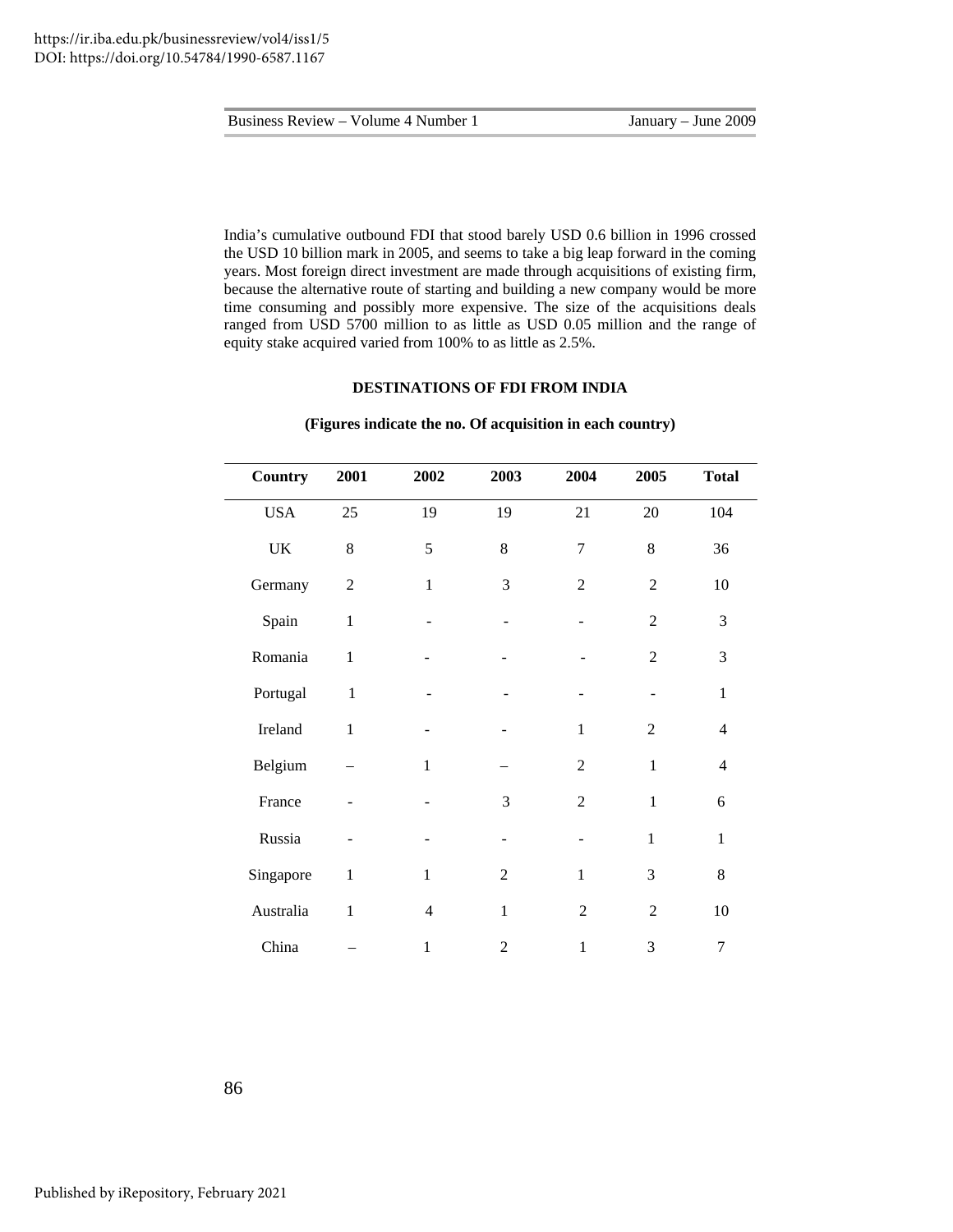India's cumulative outbound FDI that stood barely USD 0.6 billion in 1996 crossed the USD 10 billion mark in 2005, and seems to take a big leap forward in the coming years. Most foreign direct investment are made through acquisitions of existing firm, because the alternative route of starting and building a new company would be more time consuming and possibly more expensive. The size of the acquisitions deals ranged from USD 5700 million to as little as USD 0.05 million and the range of equity stake acquired varied from 100% to as little as 2.5%.

**DESTINATIONS OF FDI FROM INDIA**

**(Figures indicate the no. Of acquisition in each country)**

| Country | 2001 | 2002 | 2003 | 2004 | 2005 | Total |
|---|---|---|---|---|---|---|
| USA | 25 | 19 | 19 | 21 | 20 | 104 |
| UK | 8 | 5 | 8 | 7 | 8 | 36 |
| Germany | 2 | 1 | 3 | 2 | 2 | 10 |
| Spain | 1 | - | - | - | 2 | 3 |
| Romania | 1 | - | - | - | 2 | 3 |
| Portugal | 1 | - | - | - | - | 1 |
| Ireland | 1 | - | - | 1 | 2 | 4 |
| Belgium | – | 1 | – | 2 | 1 | 4 |
| France | - | - | 3 | 2 | 1 | 6 |
| Russia | - | - | - | - | 1 | 1 |
| Singapore | 1 | 1 | 2 | 1 | 3 | 8 |
| Australia | 1 | 4 | 1 | 2 | 2 | 10 |
| China | – | 1 | 2 | 1 | 3 | 7 |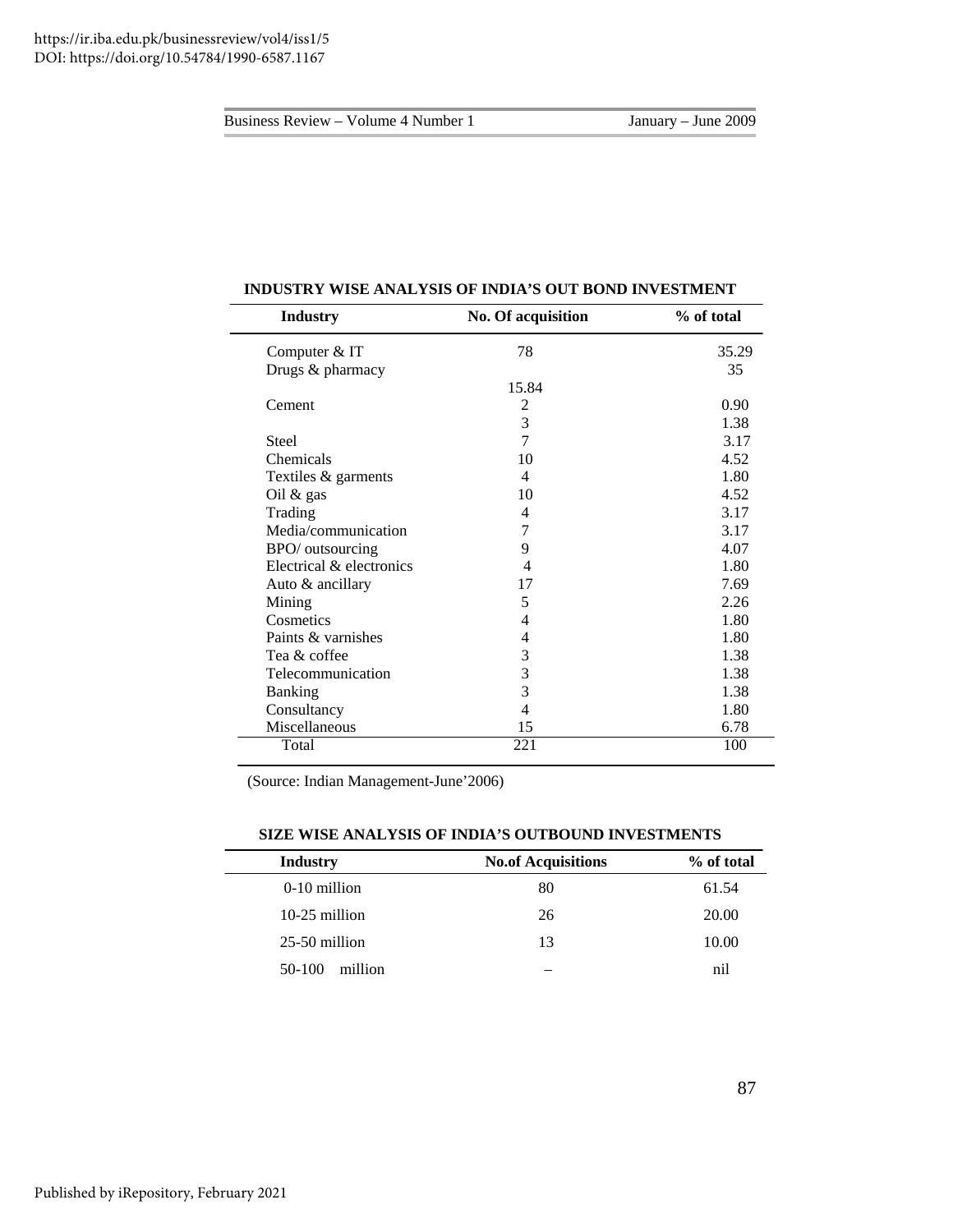**INDUSTRY WISE ANALYSIS OF INDIA'S OUT BOND INVESTMENT**

| Industry | No. Of acquisition | % of total |
|---|---|---|
| Computer & IT | 78 | 35.29 |
| Drugs & pharmacy | | 35 |
| | 15.84 | |
| Cement | 2 | 0.90 |
| | 3 | 1.38 |
| Steel | 7 | 3.17 |
| Chemicals | 10 | 4.52 |
| Textiles & garments | 4 | 1.80 |
| Oil & gas | 10 | 4.52 |
| Trading | 4 | 3.17 |
| Media/communication | 7 | 3.17 |
| BPO/ outsourcing | 9 | 4.07 |
| Electrical & electronics | 4 | 1.80 |
| Auto & ancillary | 17 | 7.69 |
| Mining | 5 | 2.26 |
| Cosmetics | 4 | 1.80 |
| Paints & varnishes | 4 | 1.80 |
| Tea & coffee | 3 | 1.38 |
| Telecommunication | 3 | 1.38 |
| Banking | 3 | 1.38 |
| Consultancy | 4 | 1.80 |
| Miscellaneous | 15 | 6.78 |
| Total | 221 | 100 |

(Source: Indian Management-June'2006)

**SIZE WISE ANALYSIS OF INDIA'S OUTBOUND INVESTMENTS**

| Industry | No.of Acquisitions | % of total |
|---|---|---|
| 0-10 million | 80 | 61.54 |
| 10-25 million | 26 | 20.00 |
| 25-50 million | 13 | 10.00 |
| 50-100 million | – | nil |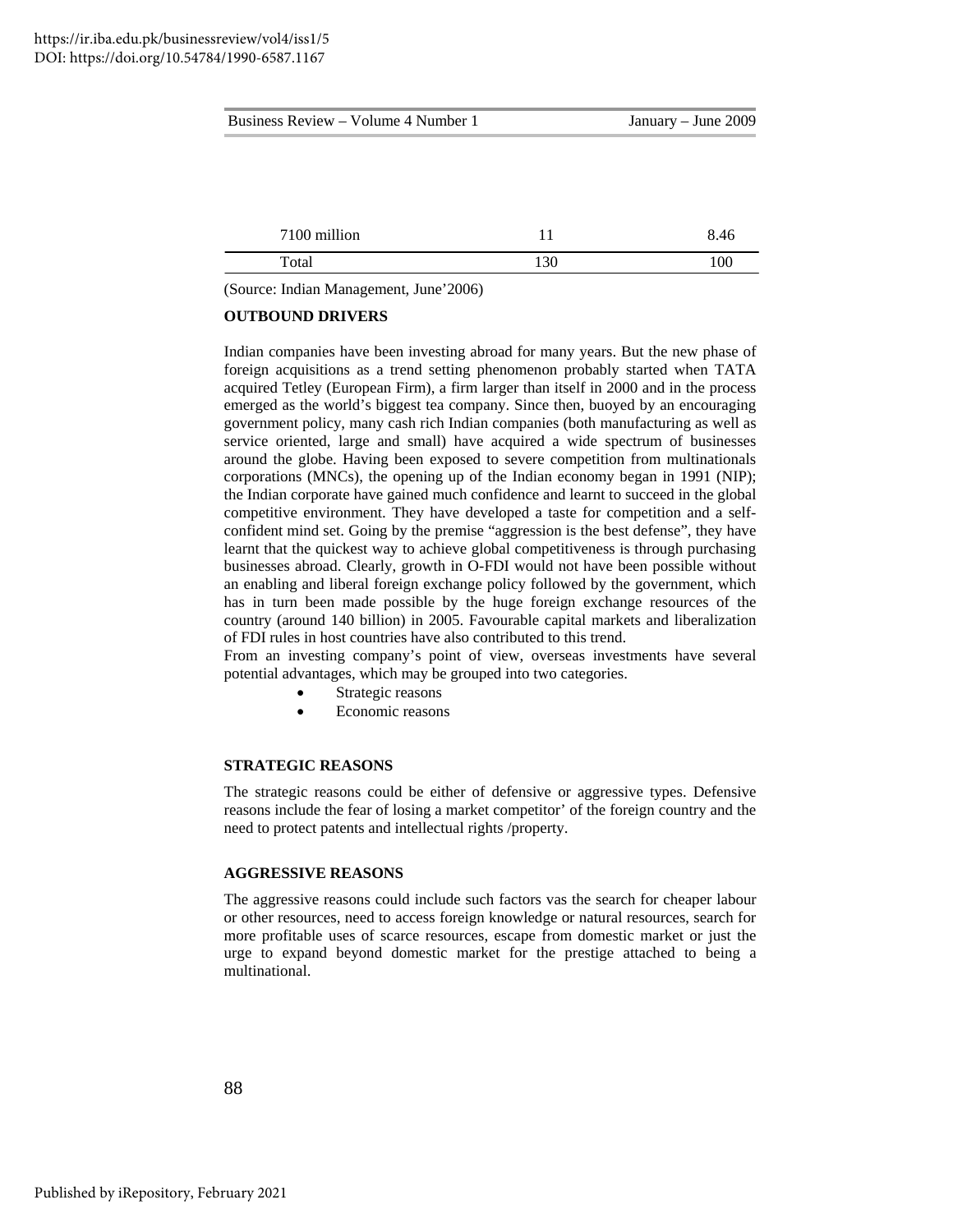| 7100 million | 11 | 8.46 |
|---|---|---|
| Total | 130 | 100 |

(Source: Indian Management, June'2006)

**OUTBOUND DRIVERS**

Indian companies have been investing abroad for many years. But the new phase of foreign acquisitions as a trend setting phenomenon probably started when TATA acquired Tetley (European Firm), a firm larger than itself in 2000 and in the process emerged as the world's biggest tea company. Since then, buoyed by an encouraging government policy, many cash rich Indian companies (both manufacturing as well as service oriented, large and small) have acquired a wide spectrum of businesses around the globe. Having been exposed to severe competition from multinationals corporations (MNCs), the opening up of the Indian economy began in 1991 (NIP); the Indian corporate have gained much confidence and learnt to succeed in the global competitive environment. They have developed a taste for competition and a self-confident mind set. Going by the premise "aggression is the best defense", they have learnt that the quickest way to achieve global competitiveness is through purchasing businesses abroad. Clearly, growth in O-FDI would not have been possible without an enabling and liberal foreign exchange policy followed by the government, which has in turn been made possible by the huge foreign exchange resources of the country (around 140 billion) in 2005. Favourable capital markets and liberalization of FDI rules in host countries have also contributed to this trend.

From an investing company's point of view, overseas investments have several potential advantages, which may be grouped into two categories.

- Strategic reasons
- Economic reasons

**STRATEGIC REASONS**

The strategic reasons could be either of defensive or aggressive types. Defensive reasons include the fear of losing a market competitor' of the foreign country and the need to protect patents and intellectual rights /property.

**AGGRESSIVE REASONS**

The aggressive reasons could include such factors vas the search for cheaper labour or other resources, need to access foreign knowledge or natural resources, search for more profitable uses of scarce resources, escape from domestic market or just the urge to expand beyond domestic market for the prestige attached to being a multinational.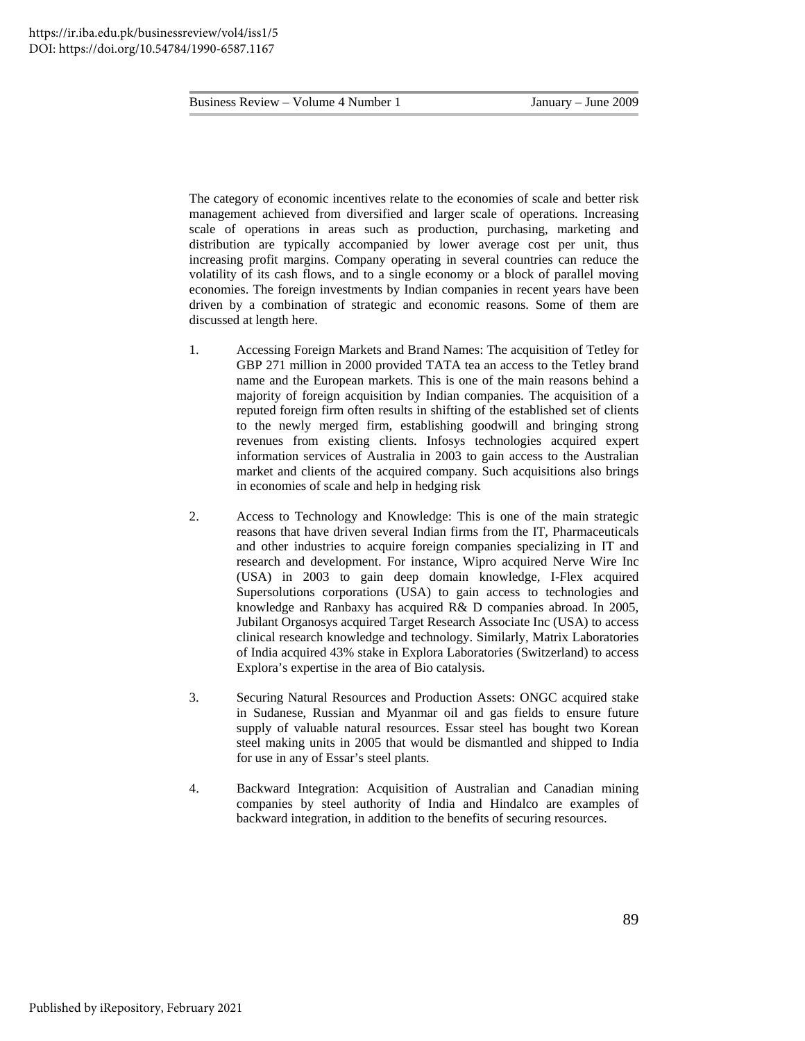The category of economic incentives relate to the economies of scale and better risk management achieved from diversified and larger scale of operations. Increasing scale of operations in areas such as production, purchasing, marketing and distribution are typically accompanied by lower average cost per unit, thus increasing profit margins. Company operating in several countries can reduce the volatility of its cash flows, and to a single economy or a block of parallel moving economies. The foreign investments by Indian companies in recent years have been driven by a combination of strategic and economic reasons. Some of them are discussed at length here.

1. Accessing Foreign Markets and Brand Names: The acquisition of Tetley for GBP 271 million in 2000 provided TATA tea an access to the Tetley brand name and the European markets. This is one of the main reasons behind a majority of foreign acquisition by Indian companies. The acquisition of a reputed foreign firm often results in shifting of the established set of clients to the newly merged firm, establishing goodwill and bringing strong revenues from existing clients. Infosys technologies acquired expert information services of Australia in 2003 to gain access to the Australian market and clients of the acquired company. Such acquisitions also brings in economies of scale and help in hedging risk

2. Access to Technology and Knowledge: This is one of the main strategic reasons that have driven several Indian firms from the IT, Pharmaceuticals and other industries to acquire foreign companies specializing in IT and research and development. For instance, Wipro acquired Nerve Wire Inc (USA) in 2003 to gain deep domain knowledge, I-Flex acquired Supersolutions corporations (USA) to gain access to technologies and knowledge and Ranbaxy has acquired R& D companies abroad. In 2005, Jubilant Organosys acquired Target Research Associate Inc (USA) to access clinical research knowledge and technology. Similarly, Matrix Laboratories of India acquired 43% stake in Explora Laboratories (Switzerland) to access Explora's expertise in the area of Bio catalysis.

3. Securing Natural Resources and Production Assets: ONGC acquired stake in Sudanese, Russian and Myanmar oil and gas fields to ensure future supply of valuable natural resources. Essar steel has bought two Korean steel making units in 2005 that would be dismantled and shipped to India for use in any of Essar's steel plants.

4. Backward Integration: Acquisition of Australian and Canadian mining companies by steel authority of India and Hindalco are examples of backward integration, in addition to the benefits of securing resources.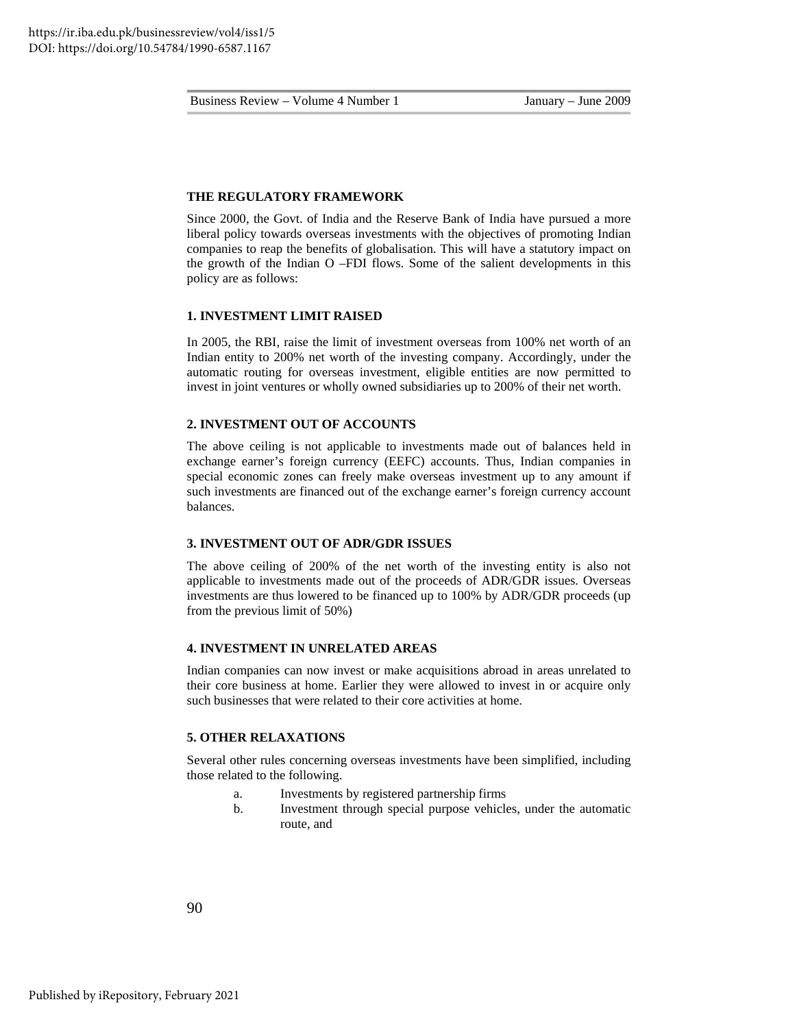## THE REGULATORY FRAMEWORK

Since 2000, the Govt. of India and the Reserve Bank of India have pursued a more liberal policy towards overseas investments with the objectives of promoting Indian companies to reap the benefits of globalisation. This will have a statutory impact on the growth of the Indian O –FDI flows. Some of the salient developments in this policy are as follows:

### 1. INVESTMENT LIMIT RAISED

In 2005, the RBI, raise the limit of investment overseas from 100% net worth of an Indian entity to 200% net worth of the investing company. Accordingly, under the automatic routing for overseas investment, eligible entities are now permitted to invest in joint ventures or wholly owned subsidiaries up to 200% of their net worth.

### 2. INVESTMENT OUT OF ACCOUNTS

The above ceiling is not applicable to investments made out of balances held in exchange earner's foreign currency (EEFC) accounts. Thus, Indian companies in special economic zones can freely make overseas investment up to any amount if such investments are financed out of the exchange earner's foreign currency account balances.

### 3. INVESTMENT OUT OF ADR/GDR ISSUES

The above ceiling of 200% of the net worth of the investing entity is also not applicable to investments made out of the proceeds of ADR/GDR issues. Overseas investments are thus lowered to be financed up to 100% by ADR/GDR proceeds (up from the previous limit of 50%)

### 4. INVESTMENT IN UNRELATED AREAS

Indian companies can now invest or make acquisitions abroad in areas unrelated to their core business at home. Earlier they were allowed to invest in or acquire only such businesses that were related to their core activities at home.

### 5. OTHER RELAXATIONS

Several other rules concerning overseas investments have been simplified, including those related to the following.

a. Investments by registered partnership firms

b. Investment through special purpose vehicles, under the automatic route, and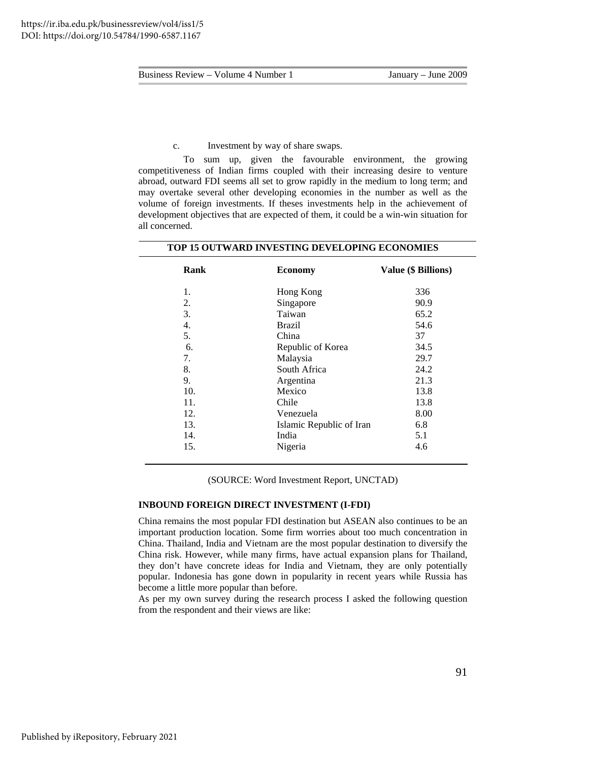c. Investment by way of share swaps.

To sum up, given the favourable environment, the growing competitiveness of Indian firms coupled with their increasing desire to venture abroad, outward FDI seems all set to grow rapidly in the medium to long term; and may overtake several other developing economies in the number as well as the volume of foreign investments. If theses investments help in the achievement of development objectives that are expected of them, it could be a win-win situation for all concerned.

**TOP 15 OUTWARD INVESTING DEVELOPING ECONOMIES**

| Rank | Economy | Value ($ Billions) |
|---|---|---|
| 1. | Hong Kong | 336 |
| 2. | Singapore | 90.9 |
| 3. | Taiwan | 65.2 |
| 4. | Brazil | 54.6 |
| 5. | China | 37 |
| 6. | Republic of Korea | 34.5 |
| 7. | Malaysia | 29.7 |
| 8. | South Africa | 24.2 |
| 9. | Argentina | 21.3 |
| 10. | Mexico | 13.8 |
| 11. | Chile | 13.8 |
| 12. | Venezuela | 8.00 |
| 13. | Islamic Republic of Iran | 6.8 |
| 14. | India | 5.1 |
| 15. | Nigeria | 4.6 |

(SOURCE: Word Investment Report, UNCTAD)

## INBOUND FOREIGN DIRECT INVESTMENT (I-FDI)

China remains the most popular FDI destination but ASEAN also continues to be an important production location. Some firm worries about too much concentration in China. Thailand, India and Vietnam are the most popular destination to diversify the China risk. However, while many firms, have actual expansion plans for Thailand, they don't have concrete ideas for India and Vietnam, they are only potentially popular. Indonesia has gone down in popularity in recent years while Russia has become a little more popular than before.

As per my own survey during the research process I asked the following question from the respondent and their views are like: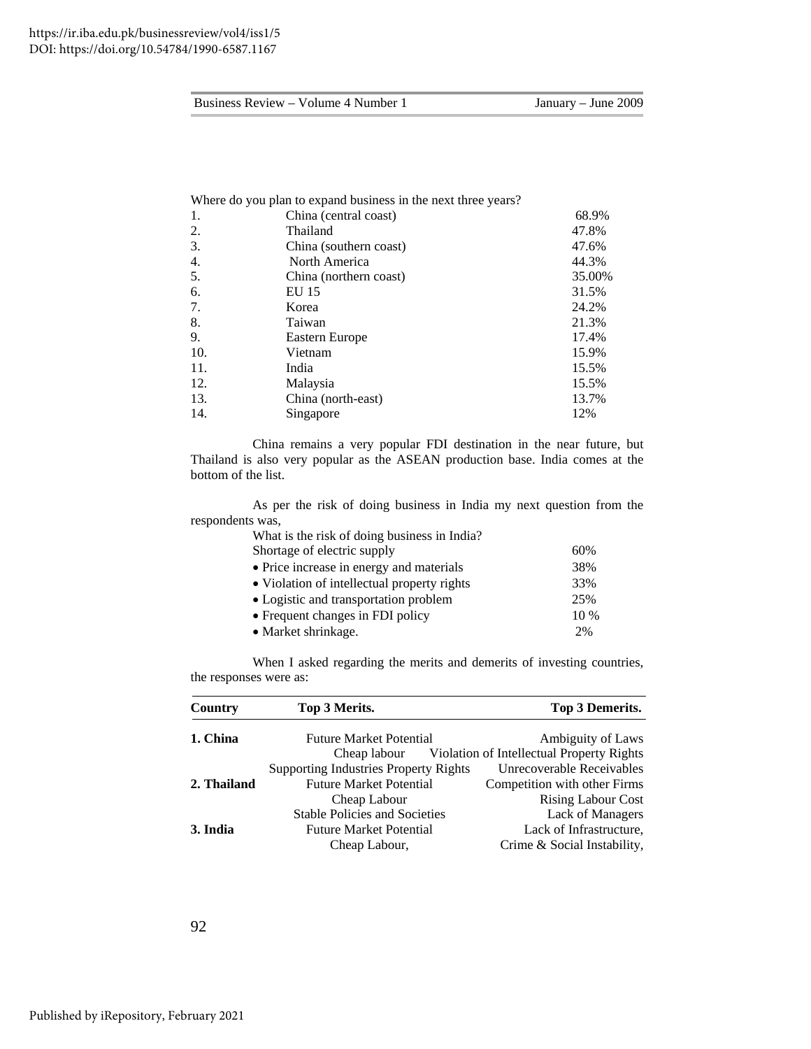Where do you plan to expand business in the next three years?

| | | |
|---|---|---|
| 1. | China (central coast) | 68.9% |
| 2. | Thailand | 47.8% |
| 3. | China (southern coast) | 47.6% |
| 4. | North America | 44.3% |
| 5. | China (northern coast) | 35.00% |
| 6. | EU 15 | 31.5% |
| 7. | Korea | 24.2% |
| 8. | Taiwan | 21.3% |
| 9. | Eastern Europe | 17.4% |
| 10. | Vietnam | 15.9% |
| 11. | India | 15.5% |
| 12. | Malaysia | 15.5% |
| 13. | China (north-east) | 13.7% |
| 14. | Singapore | 12% |

China remains a very popular FDI destination in the near future, but Thailand is also very popular as the ASEAN production base. India comes at the bottom of the list.

As per the risk of doing business in India my next question from the respondents was,

What is the risk of doing business in India?

| | |
|---|---|
| Shortage of electric supply | 60% |
| • Price increase in energy and materials | 38% |
| • Violation of intellectual property rights | 33% |
| • Logistic and transportation problem | 25% |
| • Frequent changes in FDI policy | 10 % |
| • Market shrinkage. | 2% |

When I asked regarding the merits and demerits of investing countries, the responses were as:

| Country | Top 3 Merits. | Top 3 Demerits. |
|---|---|---|
| **1. China** | Future Market Potential | Ambiguity of Laws |
| | Cheap labour | Violation of Intellectual Property Rights |
| | Supporting Industries Property Rights | Unrecoverable Receivables |
| **2. Thailand** | Future Market Potential | Competition with other Firms |
| | Cheap Labour | Rising Labour Cost |
| | Stable Policies and Societies | Lack of Managers |
| **3. India** | Future Market Potential | Lack of Infrastructure, |
| | Cheap Labour, | Crime & Social Instability, |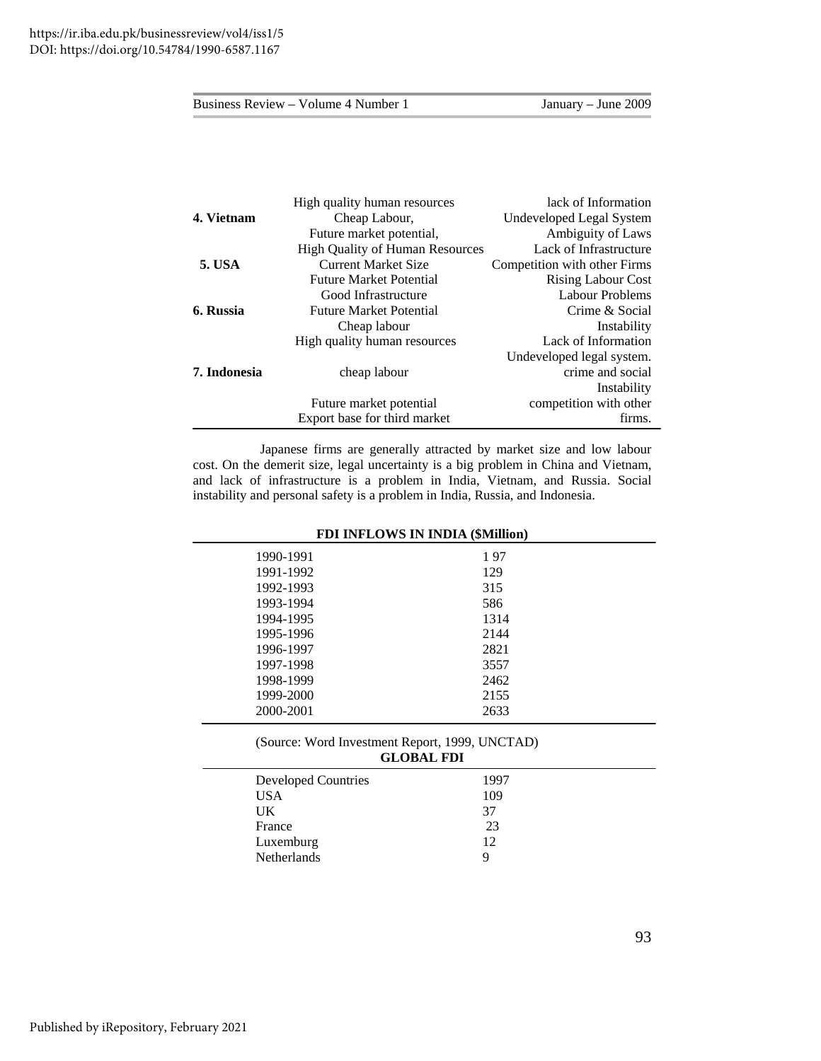| | | |
|---|---|---|
| | High quality human resources | lack of Information |
| **4. Vietnam** | Cheap Labour, | Undeveloped Legal System |
| | Future market potential, | Ambiguity of Laws |
| | High Quality of Human Resources | Lack of Infrastructure |
| **5. USA** | Current Market Size | Competition with other Firms |
| | Future Market Potential | Rising Labour Cost |
| | Good Infrastructure | Labour Problems |
| **6. Russia** | Future Market Potential | Crime & Social Instability |
| | Cheap labour | |
| | High quality human resources | Lack of Information |
| | | Undeveloped legal system. |
| **7. Indonesia** | cheap labour | crime and social Instability |
| | Future market potential | competition with other firms. |
| | Export base for third market | |

Japanese firms are generally attracted by market size and low labour cost. On the demerit size, legal uncertainty is a big problem in China and Vietnam, and lack of infrastructure is a problem in India, Vietnam, and Russia. Social instability and personal safety is a problem in India, Russia, and Indonesia.

**FDI INFLOWS IN INDIA ($Million)**

| | |
|---|---|
| 1990-1991 | 1 97 |
| 1991-1992 | 129 |
| 1992-1993 | 315 |
| 1993-1994 | 586 |
| 1994-1995 | 1314 |
| 1995-1996 | 2144 |
| 1996-1997 | 2821 |
| 1997-1998 | 3557 |
| 1998-1999 | 2462 |
| 1999-2000 | 2155 |
| 2000-2001 | 2633 |

(Source: Word Investment Report, 1999, UNCTAD)

**GLOBAL FDI**

| Developed Countries | 1997 |
|---|---|
| USA | 109 |
| UK | 37 |
| France | 23 |
| Luxemburg | 12 |
| Netherlands | 9 |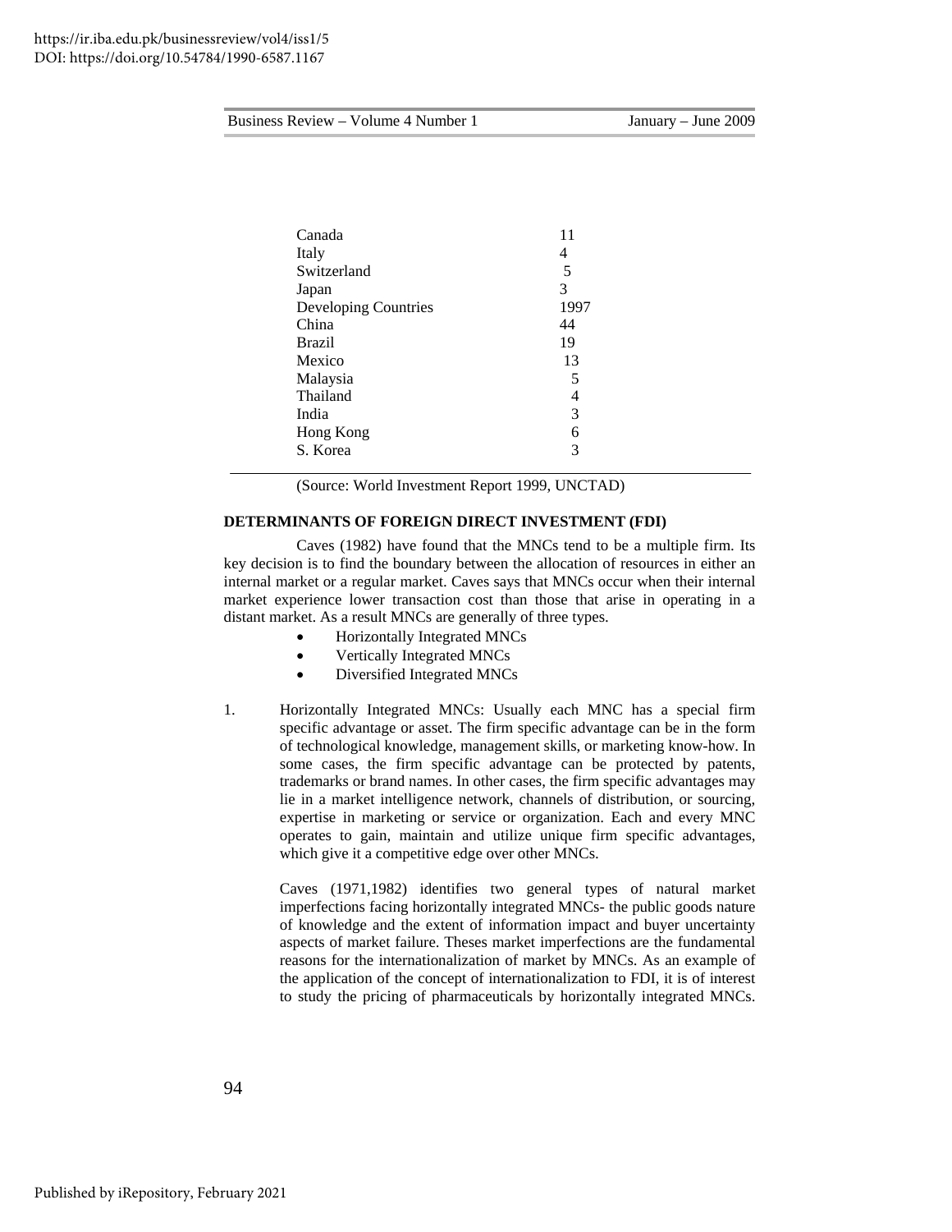| | |
|---|---|
| Canada | 11 |
| Italy | 4 |
| Switzerland | 5 |
| Japan | 3 |
| Developing Countries | 1997 |
| China | 44 |
| Brazil | 19 |
| Mexico | 13 |
| Malaysia | 5 |
| Thailand | 4 |
| India | 3 |
| Hong Kong | 6 |
| S. Korea | 3 |

(Source: World Investment Report 1999, UNCTAD)

## DETERMINANTS OF FOREIGN DIRECT INVESTMENT (FDI)

Caves (1982) have found that the MNCs tend to be a multiple firm. Its key decision is to find the boundary between the allocation of resources in either an internal market or a regular market. Caves says that MNCs occur when their internal market experience lower transaction cost than those that arise in operating in a distant market. As a result MNCs are generally of three types.

- Horizontally Integrated MNCs
- Vertically Integrated MNCs
- Diversified Integrated MNCs

1. Horizontally Integrated MNCs: Usually each MNC has a special firm specific advantage or asset. The firm specific advantage can be in the form of technological knowledge, management skills, or marketing know-how. In some cases, the firm specific advantage can be protected by patents, trademarks or brand names. In other cases, the firm specific advantages may lie in a market intelligence network, channels of distribution, or sourcing, expertise in marketing or service or organization. Each and every MNC operates to gain, maintain and utilize unique firm specific advantages, which give it a competitive edge over other MNCs.

   Caves (1971,1982) identifies two general types of natural market imperfections facing horizontally integrated MNCs- the public goods nature of knowledge and the extent of information impact and buyer uncertainty aspects of market failure. Theses market imperfections are the fundamental reasons for the internationalization of market by MNCs. As an example of the application of the concept of internationalization to FDI, it is of interest to study the pricing of pharmaceuticals by horizontally integrated MNCs.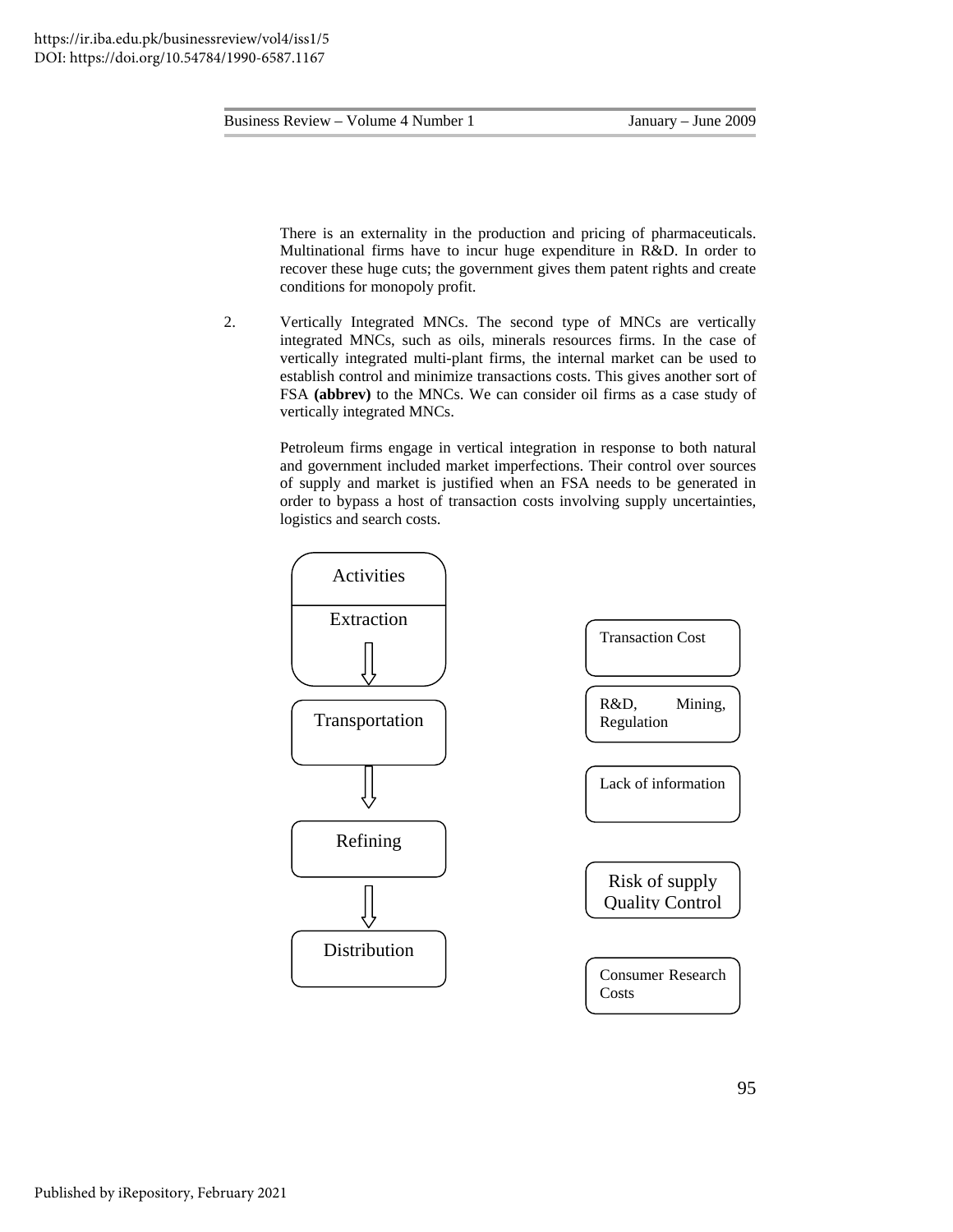There is an externality in the production and pricing of pharmaceuticals. Multinational firms have to incur huge expenditure in R&D. In order to recover these huge cuts; the government gives them patent rights and create conditions for monopoly profit.

2. Vertically Integrated MNCs. The second type of MNCs are vertically integrated MNCs, such as oils, minerals resources firms. In the case of vertically integrated multi-plant firms, the internal market can be used to establish control and minimize transactions costs. This gives another sort of FSA **(abbrev)** to the MNCs. We can consider oil firms as a case study of vertically integrated MNCs.

   Petroleum firms engage in vertical integration in response to both natural and government included market imperfections. Their control over sources of supply and market is justified when an FSA needs to be generated in order to bypass a host of transaction costs involving supply uncertainties, logistics and search costs.

| Activities | |
|---|---|
| | Transaction Cost |
| Extraction | R&D, Mining, Regulation |
| ⇩ | |
| Transportation | Lack of information |
| ⇩ | |
| Refining | Risk of supply Quality Control |
| ⇩ | |
| Distribution | Consumer Research Costs |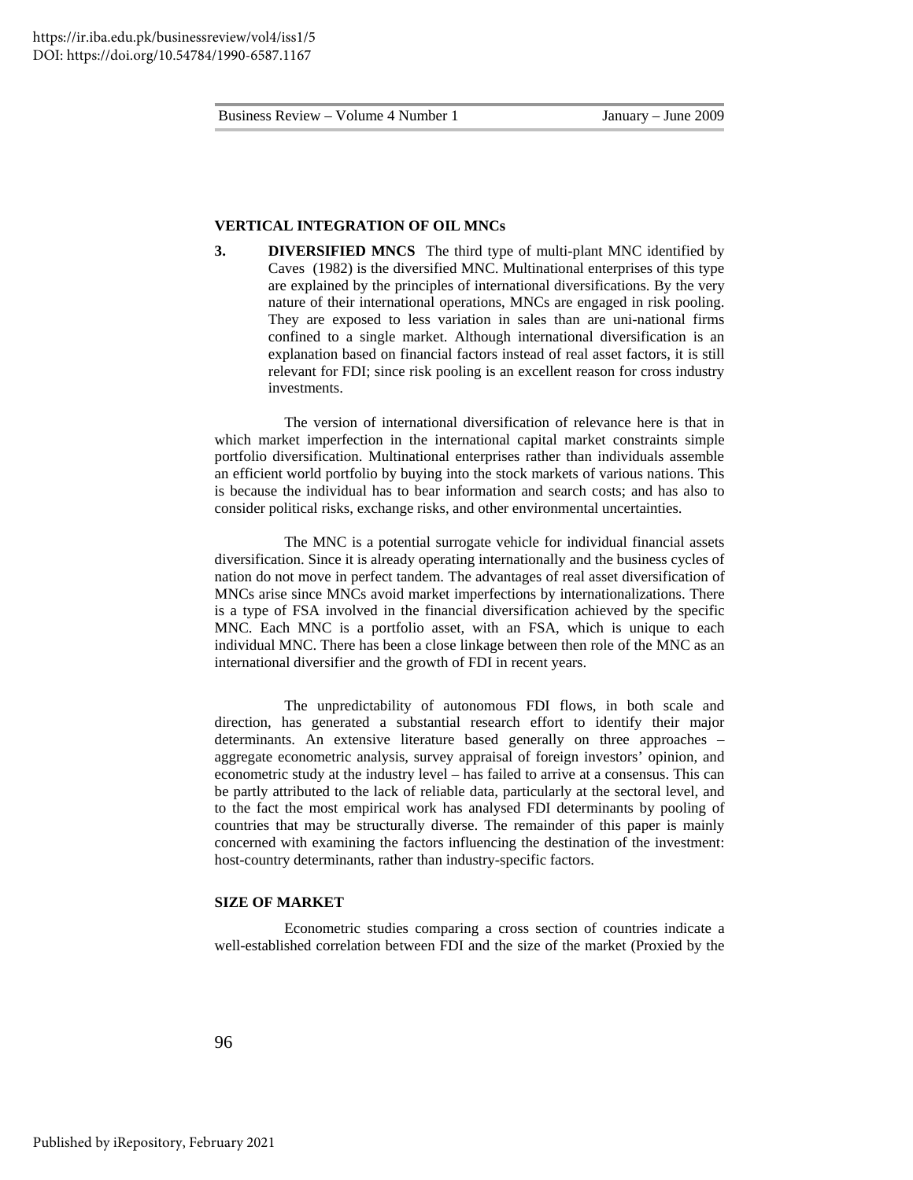**VERTICAL INTEGRATION OF OIL MNCs**

**3. DIVERSIFIED MNCS** The third type of multi-plant MNC identified by Caves (1982) is the diversified MNC. Multinational enterprises of this type are explained by the principles of international diversifications. By the very nature of their international operations, MNCs are engaged in risk pooling. They are exposed to less variation in sales than are uni-national firms confined to a single market. Although international diversification is an explanation based on financial factors instead of real asset factors, it is still relevant for FDI; since risk pooling is an excellent reason for cross industry investments.

The version of international diversification of relevance here is that in which market imperfection in the international capital market constraints simple portfolio diversification. Multinational enterprises rather than individuals assemble an efficient world portfolio by buying into the stock markets of various nations. This is because the individual has to bear information and search costs; and has also to consider political risks, exchange risks, and other environmental uncertainties.

The MNC is a potential surrogate vehicle for individual financial assets diversification. Since it is already operating internationally and the business cycles of nation do not move in perfect tandem. The advantages of real asset diversification of MNCs arise since MNCs avoid market imperfections by internationalizations. There is a type of FSA involved in the financial diversification achieved by the specific MNC. Each MNC is a portfolio asset, with an FSA, which is unique to each individual MNC. There has been a close linkage between then role of the MNC as an international diversifier and the growth of FDI in recent years.

The unpredictability of autonomous FDI flows, in both scale and direction, has generated a substantial research effort to identify their major determinants. An extensive literature based generally on three approaches – aggregate econometric analysis, survey appraisal of foreign investors' opinion, and econometric study at the industry level – has failed to arrive at a consensus. This can be partly attributed to the lack of reliable data, particularly at the sectoral level, and to the fact the most empirical work has analysed FDI determinants by pooling of countries that may be structurally diverse. The remainder of this paper is mainly concerned with examining the factors influencing the destination of the investment: host-country determinants, rather than industry-specific factors.

**SIZE OF MARKET**

Econometric studies comparing a cross section of countries indicate a well-established correlation between FDI and the size of the market (Proxied by the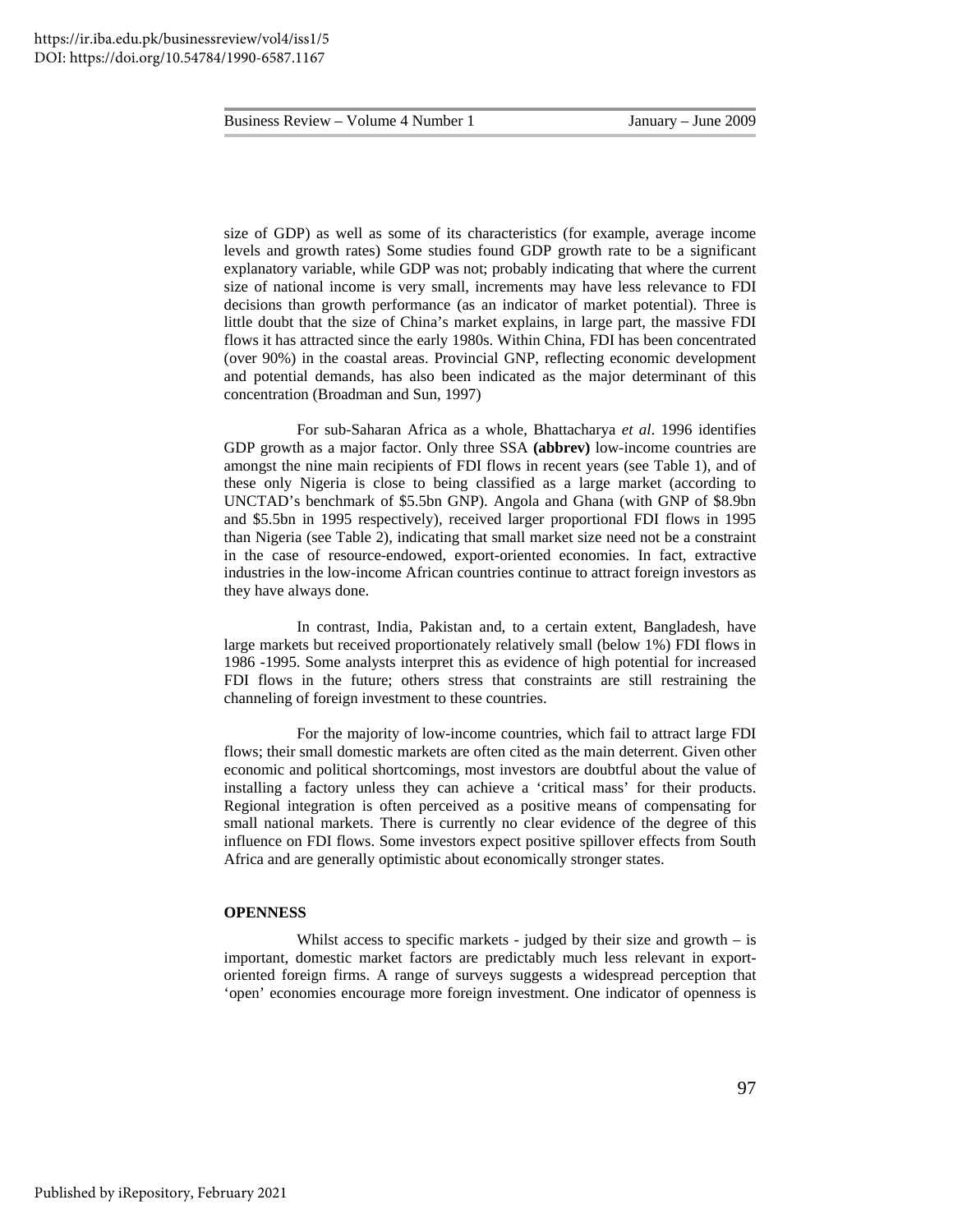size of GDP) as well as some of its characteristics (for example, average income levels and growth rates) Some studies found GDP growth rate to be a significant explanatory variable, while GDP was not; probably indicating that where the current size of national income is very small, increments may have less relevance to FDI decisions than growth performance (as an indicator of market potential). Three is little doubt that the size of China's market explains, in large part, the massive FDI flows it has attracted since the early 1980s. Within China, FDI has been concentrated (over 90%) in the coastal areas. Provincial GNP, reflecting economic development and potential demands, has also been indicated as the major determinant of this concentration (Broadman and Sun, 1997)

For sub-Saharan Africa as a whole, Bhattacharya *et al*. 1996 identifies GDP growth as a major factor. Only three SSA **(abbrev)** low-income countries are amongst the nine main recipients of FDI flows in recent years (see Table 1), and of these only Nigeria is close to being classified as a large market (according to UNCTAD's benchmark of $5.5bn GNP). Angola and Ghana (with GNP of $8.9bn and $5.5bn in 1995 respectively), received larger proportional FDI flows in 1995 than Nigeria (see Table 2), indicating that small market size need not be a constraint in the case of resource-endowed, export-oriented economies. In fact, extractive industries in the low-income African countries continue to attract foreign investors as they have always done.

In contrast, India, Pakistan and, to a certain extent, Bangladesh, have large markets but received proportionately relatively small (below 1%) FDI flows in 1986 -1995. Some analysts interpret this as evidence of high potential for increased FDI flows in the future; others stress that constraints are still restraining the channeling of foreign investment to these countries.

For the majority of low-income countries, which fail to attract large FDI flows; their small domestic markets are often cited as the main deterrent. Given other economic and political shortcomings, most investors are doubtful about the value of installing a factory unless they can achieve a 'critical mass' for their products. Regional integration is often perceived as a positive means of compensating for small national markets. There is currently no clear evidence of the degree of this influence on FDI flows. Some investors expect positive spillover effects from South Africa and are generally optimistic about economically stronger states.

**OPENNESS**

Whilst access to specific markets - judged by their size and growth – is important, domestic market factors are predictably much less relevant in export-oriented foreign firms. A range of surveys suggests a widespread perception that 'open' economies encourage more foreign investment. One indicator of openness is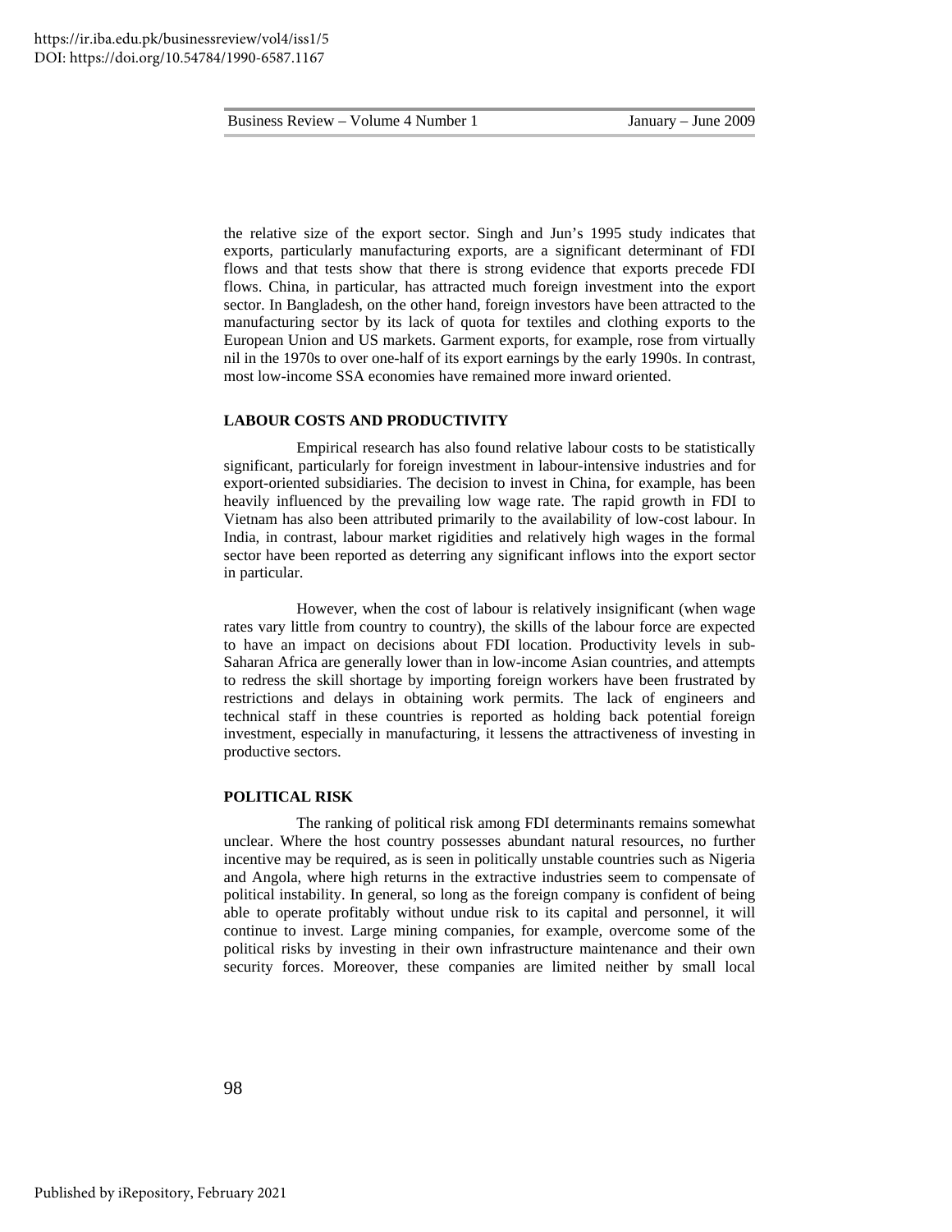the relative size of the export sector. Singh and Jun's 1995 study indicates that exports, particularly manufacturing exports, are a significant determinant of FDI flows and that tests show that there is strong evidence that exports precede FDI flows. China, in particular, has attracted much foreign investment into the export sector. In Bangladesh, on the other hand, foreign investors have been attracted to the manufacturing sector by its lack of quota for textiles and clothing exports to the European Union and US markets. Garment exports, for example, rose from virtually nil in the 1970s to over one-half of its export earnings by the early 1990s. In contrast, most low-income SSA economies have remained more inward oriented.

## LABOUR COSTS AND PRODUCTIVITY

Empirical research has also found relative labour costs to be statistically significant, particularly for foreign investment in labour-intensive industries and for export-oriented subsidiaries. The decision to invest in China, for example, has been heavily influenced by the prevailing low wage rate. The rapid growth in FDI to Vietnam has also been attributed primarily to the availability of low-cost labour. In India, in contrast, labour market rigidities and relatively high wages in the formal sector have been reported as deterring any significant inflows into the export sector in particular.

However, when the cost of labour is relatively insignificant (when wage rates vary little from country to country), the skills of the labour force are expected to have an impact on decisions about FDI location. Productivity levels in sub-Saharan Africa are generally lower than in low-income Asian countries, and attempts to redress the skill shortage by importing foreign workers have been frustrated by restrictions and delays in obtaining work permits. The lack of engineers and technical staff in these countries is reported as holding back potential foreign investment, especially in manufacturing, it lessens the attractiveness of investing in productive sectors.

## POLITICAL RISK

The ranking of political risk among FDI determinants remains somewhat unclear. Where the host country possesses abundant natural resources, no further incentive may be required, as is seen in politically unstable countries such as Nigeria and Angola, where high returns in the extractive industries seem to compensate of political instability. In general, so long as the foreign company is confident of being able to operate profitably without undue risk to its capital and personnel, it will continue to invest. Large mining companies, for example, overcome some of the political risks by investing in their own infrastructure maintenance and their own security forces. Moreover, these companies are limited neither by small local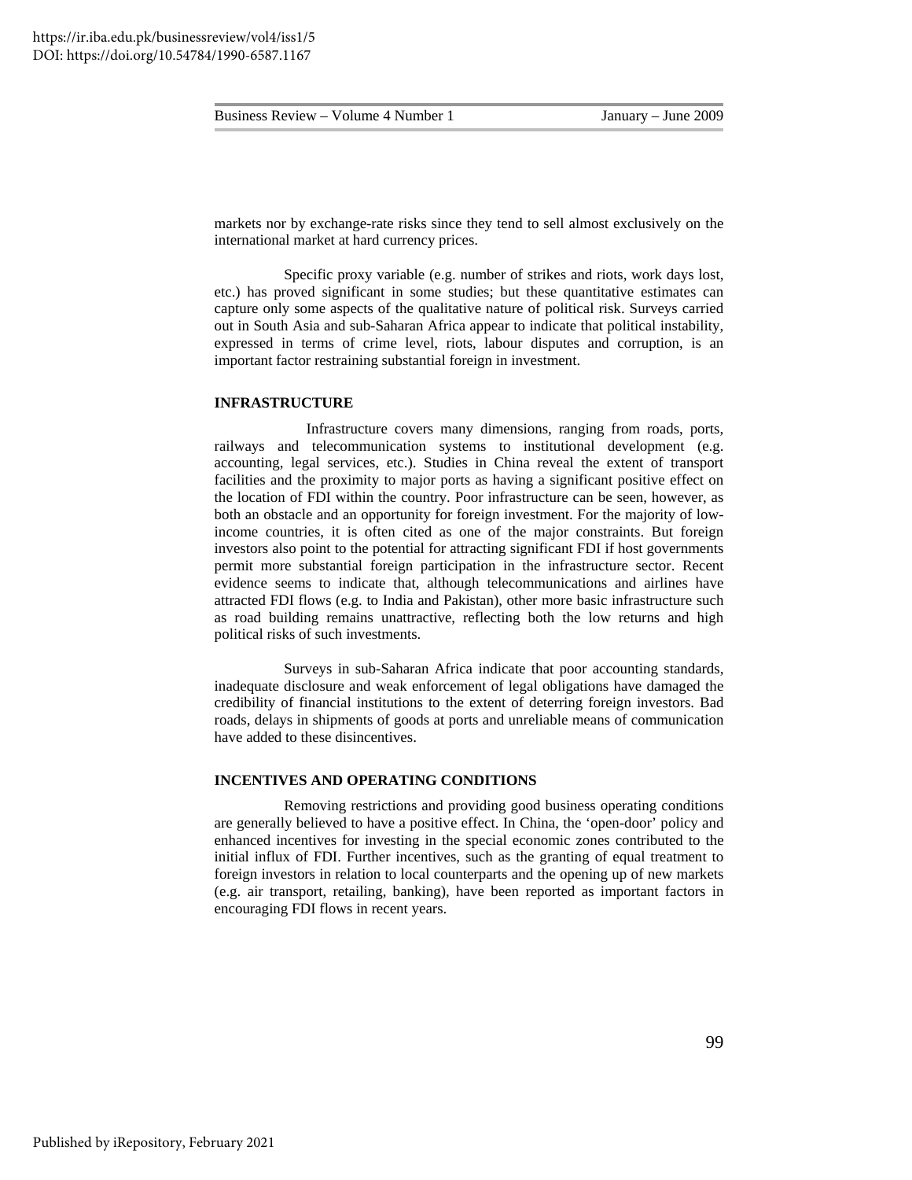markets nor by exchange-rate risks since they tend to sell almost exclusively on the international market at hard currency prices.

Specific proxy variable (e.g. number of strikes and riots, work days lost, etc.) has proved significant in some studies; but these quantitative estimates can capture only some aspects of the qualitative nature of political risk. Surveys carried out in South Asia and sub-Saharan Africa appear to indicate that political instability, expressed in terms of crime level, riots, labour disputes and corruption, is an important factor restraining substantial foreign in investment.

**INFRASTRUCTURE**

Infrastructure covers many dimensions, ranging from roads, ports, railways and telecommunication systems to institutional development (e.g. accounting, legal services, etc.). Studies in China reveal the extent of transport facilities and the proximity to major ports as having a significant positive effect on the location of FDI within the country. Poor infrastructure can be seen, however, as both an obstacle and an opportunity for foreign investment. For the majority of low-income countries, it is often cited as one of the major constraints. But foreign investors also point to the potential for attracting significant FDI if host governments permit more substantial foreign participation in the infrastructure sector. Recent evidence seems to indicate that, although telecommunications and airlines have attracted FDI flows (e.g. to India and Pakistan), other more basic infrastructure such as road building remains unattractive, reflecting both the low returns and high political risks of such investments.

Surveys in sub-Saharan Africa indicate that poor accounting standards, inadequate disclosure and weak enforcement of legal obligations have damaged the credibility of financial institutions to the extent of deterring foreign investors. Bad roads, delays in shipments of goods at ports and unreliable means of communication have added to these disincentives.

**INCENTIVES AND OPERATING CONDITIONS**

Removing restrictions and providing good business operating conditions are generally believed to have a positive effect. In China, the 'open-door' policy and enhanced incentives for investing in the special economic zones contributed to the initial influx of FDI. Further incentives, such as the granting of equal treatment to foreign investors in relation to local counterparts and the opening up of new markets (e.g. air transport, retailing, banking), have been reported as important factors in encouraging FDI flows in recent years.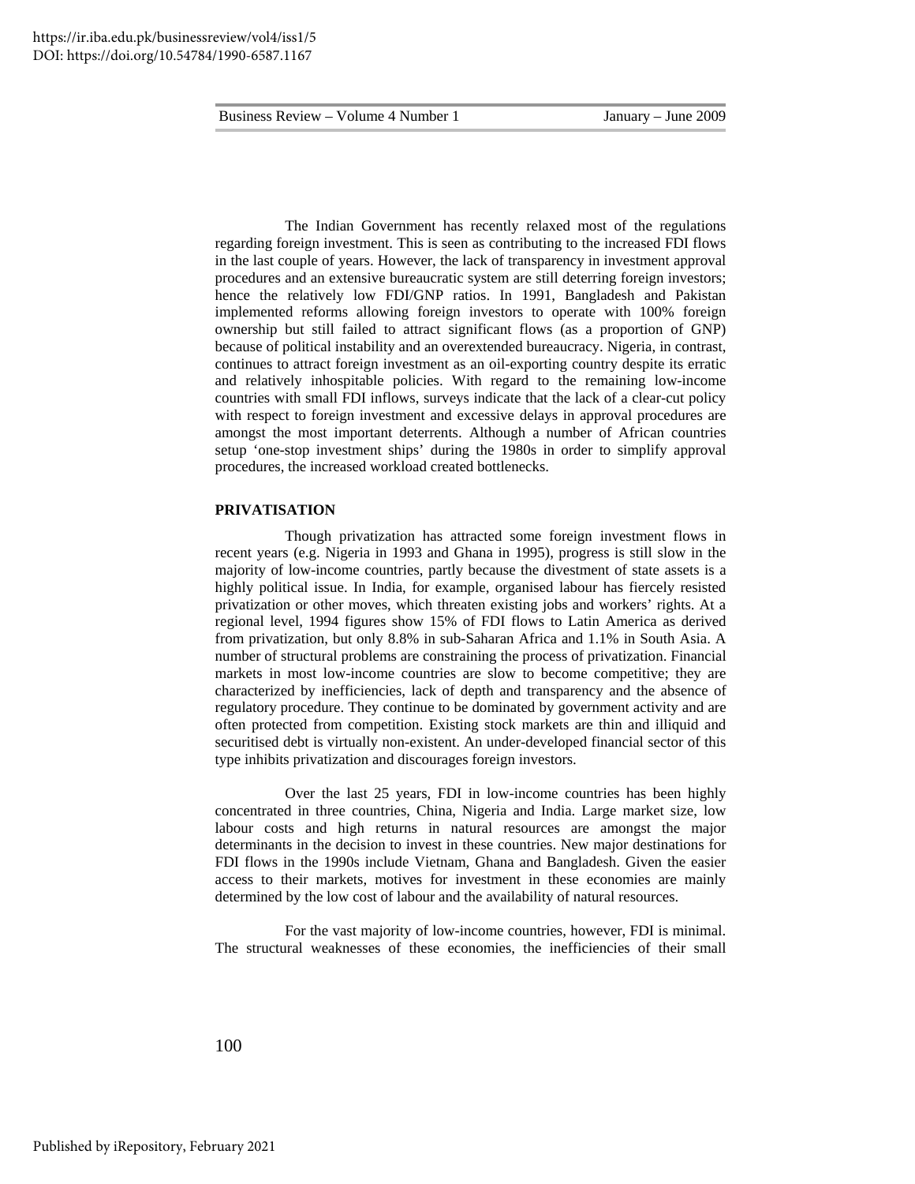The Indian Government has recently relaxed most of the regulations regarding foreign investment. This is seen as contributing to the increased FDI flows in the last couple of years. However, the lack of transparency in investment approval procedures and an extensive bureaucratic system are still deterring foreign investors; hence the relatively low FDI/GNP ratios. In 1991, Bangladesh and Pakistan implemented reforms allowing foreign investors to operate with 100% foreign ownership but still failed to attract significant flows (as a proportion of GNP) because of political instability and an overextended bureaucracy. Nigeria, in contrast, continues to attract foreign investment as an oil-exporting country despite its erratic and relatively inhospitable policies. With regard to the remaining low-income countries with small FDI inflows, surveys indicate that the lack of a clear-cut policy with respect to foreign investment and excessive delays in approval procedures are amongst the most important deterrents. Although a number of African countries setup 'one-stop investment ships' during the 1980s in order to simplify approval procedures, the increased workload created bottlenecks.

**PRIVATISATION**

Though privatization has attracted some foreign investment flows in recent years (e.g. Nigeria in 1993 and Ghana in 1995), progress is still slow in the majority of low-income countries, partly because the divestment of state assets is a highly political issue. In India, for example, organised labour has fiercely resisted privatization or other moves, which threaten existing jobs and workers' rights. At a regional level, 1994 figures show 15% of FDI flows to Latin America as derived from privatization, but only 8.8% in sub-Saharan Africa and 1.1% in South Asia. A number of structural problems are constraining the process of privatization. Financial markets in most low-income countries are slow to become competitive; they are characterized by inefficiencies, lack of depth and transparency and the absence of regulatory procedure. They continue to be dominated by government activity and are often protected from competition. Existing stock markets are thin and illiquid and securitised debt is virtually non-existent. An under-developed financial sector of this type inhibits privatization and discourages foreign investors.

Over the last 25 years, FDI in low-income countries has been highly concentrated in three countries, China, Nigeria and India. Large market size, low labour costs and high returns in natural resources are amongst the major determinants in the decision to invest in these countries. New major destinations for FDI flows in the 1990s include Vietnam, Ghana and Bangladesh. Given the easier access to their markets, motives for investment in these economies are mainly determined by the low cost of labour and the availability of natural resources.

For the vast majority of low-income countries, however, FDI is minimal. The structural weaknesses of these economies, the inefficiencies of their small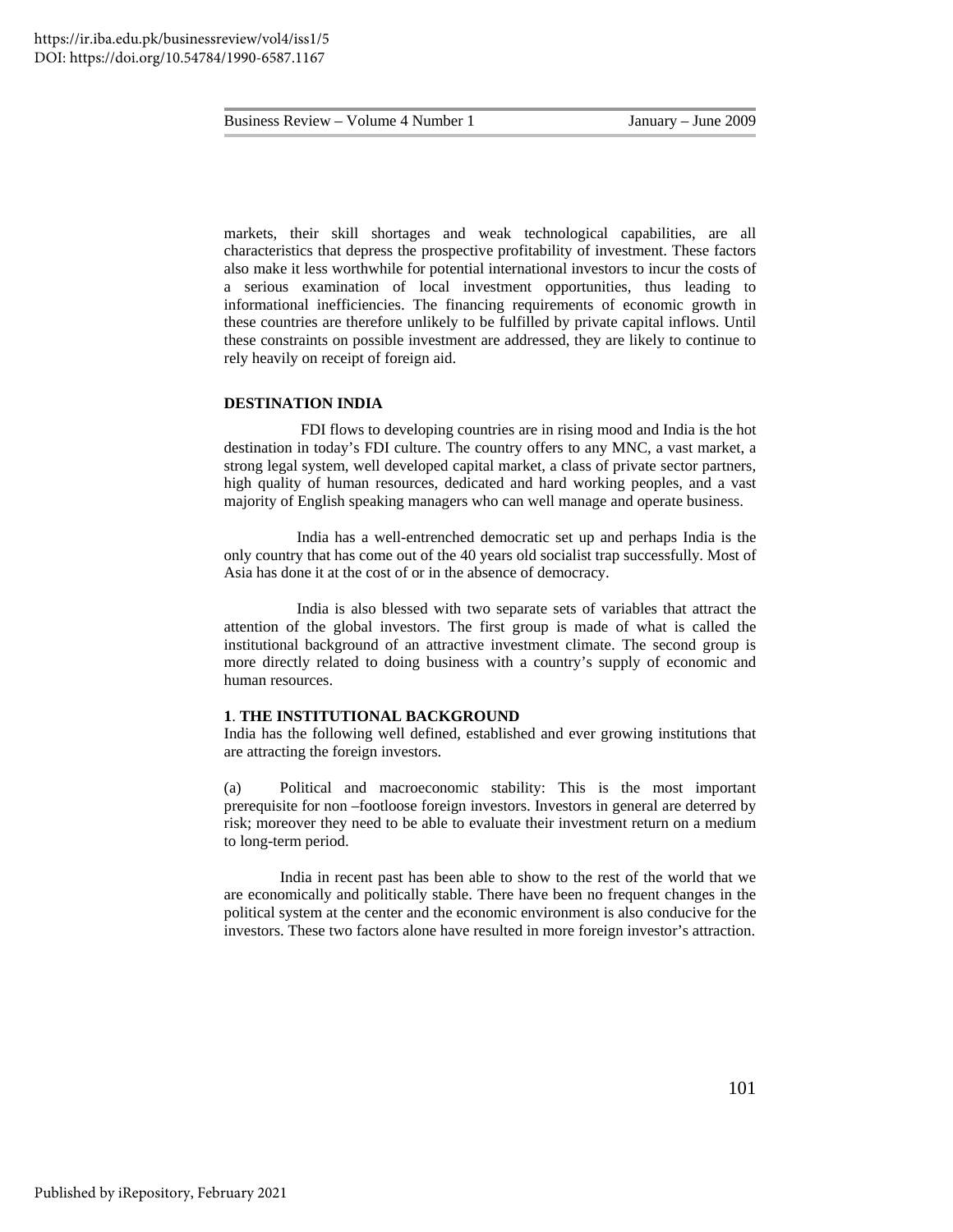markets, their skill shortages and weak technological capabilities, are all characteristics that depress the prospective profitability of investment. These factors also make it less worthwhile for potential international investors to incur the costs of a serious examination of local investment opportunities, thus leading to informational inefficiencies. The financing requirements of economic growth in these countries are therefore unlikely to be fulfilled by private capital inflows. Until these constraints on possible investment are addressed, they are likely to continue to rely heavily on receipt of foreign aid.

## DESTINATION INDIA

FDI flows to developing countries are in rising mood and India is the hot destination in today's FDI culture. The country offers to any MNC, a vast market, a strong legal system, well developed capital market, a class of private sector partners, high quality of human resources, dedicated and hard working peoples, and a vast majority of English speaking managers who can well manage and operate business.

India has a well-entrenched democratic set up and perhaps India is the only country that has come out of the 40 years old socialist trap successfully. Most of Asia has done it at the cost of or in the absence of democracy.

India is also blessed with two separate sets of variables that attract the attention of the global investors. The first group is made of what is called the institutional background of an attractive investment climate. The second group is more directly related to doing business with a country's supply of economic and human resources.

### 1. THE INSTITUTIONAL BACKGROUND

India has the following well defined, established and ever growing institutions that are attracting the foreign investors.

(a) Political and macroeconomic stability: This is the most important prerequisite for non –footloose foreign investors. Investors in general are deterred by risk; moreover they need to be able to evaluate their investment return on a medium to long-term period.

India in recent past has been able to show to the rest of the world that we are economically and politically stable. There have been no frequent changes in the political system at the center and the economic environment is also conducive for the investors. These two factors alone have resulted in more foreign investor's attraction.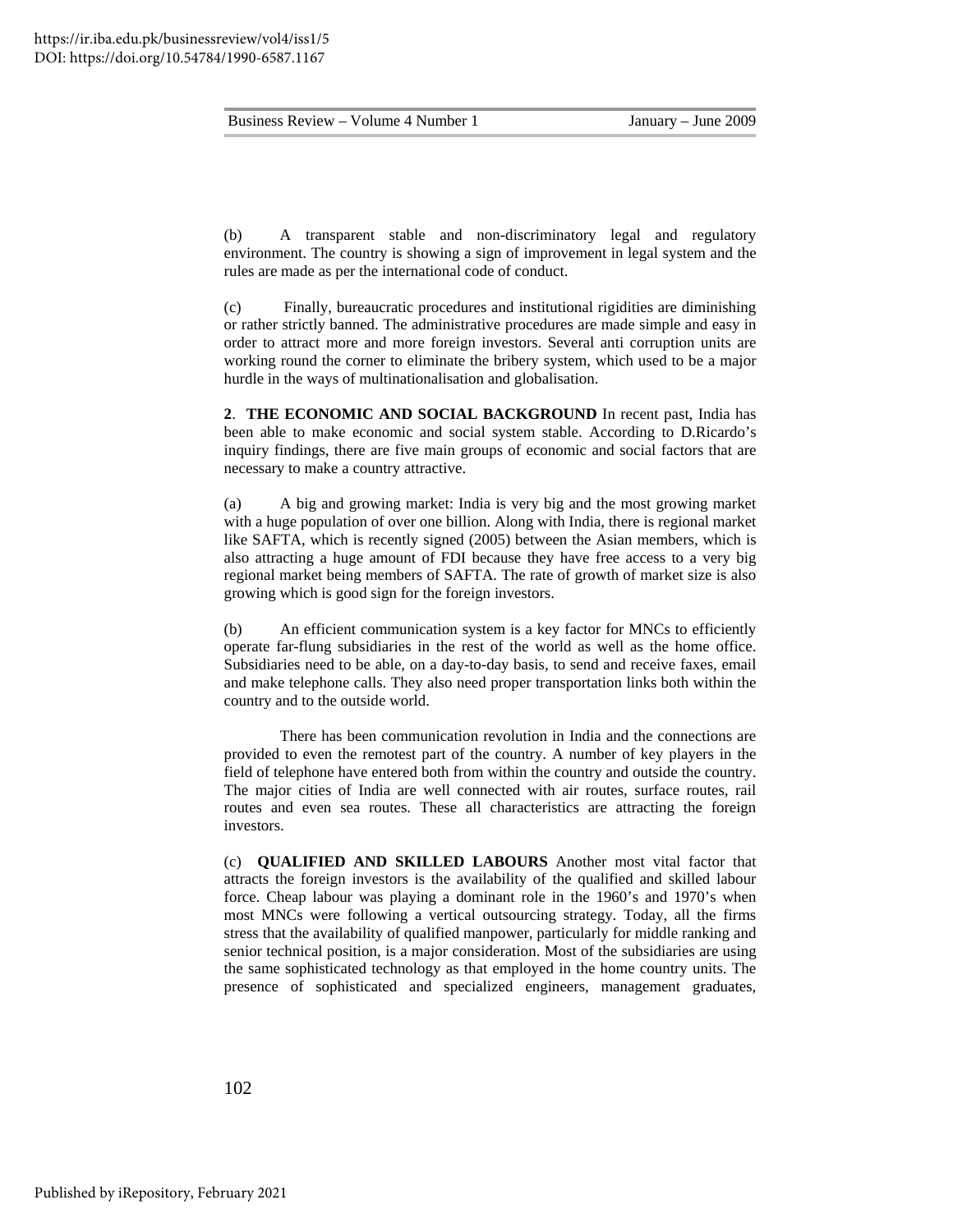(b) A transparent stable and non-discriminatory legal and regulatory environment. The country is showing a sign of improvement in legal system and the rules are made as per the international code of conduct.

(c) Finally, bureaucratic procedures and institutional rigidities are diminishing or rather strictly banned. The administrative procedures are made simple and easy in order to attract more and more foreign investors. Several anti corruption units are working round the corner to eliminate the bribery system, which used to be a major hurdle in the ways of multinationalisation and globalisation.

**2**. **THE ECONOMIC AND SOCIAL BACKGROUND** In recent past, India has been able to make economic and social system stable. According to D.Ricardo's inquiry findings, there are five main groups of economic and social factors that are necessary to make a country attractive.

(a) A big and growing market: India is very big and the most growing market with a huge population of over one billion. Along with India, there is regional market like SAFTA, which is recently signed (2005) between the Asian members, which is also attracting a huge amount of FDI because they have free access to a very big regional market being members of SAFTA. The rate of growth of market size is also growing which is good sign for the foreign investors.

(b) An efficient communication system is a key factor for MNCs to efficiently operate far-flung subsidiaries in the rest of the world as well as the home office. Subsidiaries need to be able, on a day-to-day basis, to send and receive faxes, email and make telephone calls. They also need proper transportation links both within the country and to the outside world.

There has been communication revolution in India and the connections are provided to even the remotest part of the country. A number of key players in the field of telephone have entered both from within the country and outside the country. The major cities of India are well connected with air routes, surface routes, rail routes and even sea routes. These all characteristics are attracting the foreign investors.

(c) **QUALIFIED AND SKILLED LABOURS** Another most vital factor that attracts the foreign investors is the availability of the qualified and skilled labour force. Cheap labour was playing a dominant role in the 1960's and 1970's when most MNCs were following a vertical outsourcing strategy. Today, all the firms stress that the availability of qualified manpower, particularly for middle ranking and senior technical position, is a major consideration. Most of the subsidiaries are using the same sophisticated technology as that employed in the home country units. The presence of sophisticated and specialized engineers, management graduates,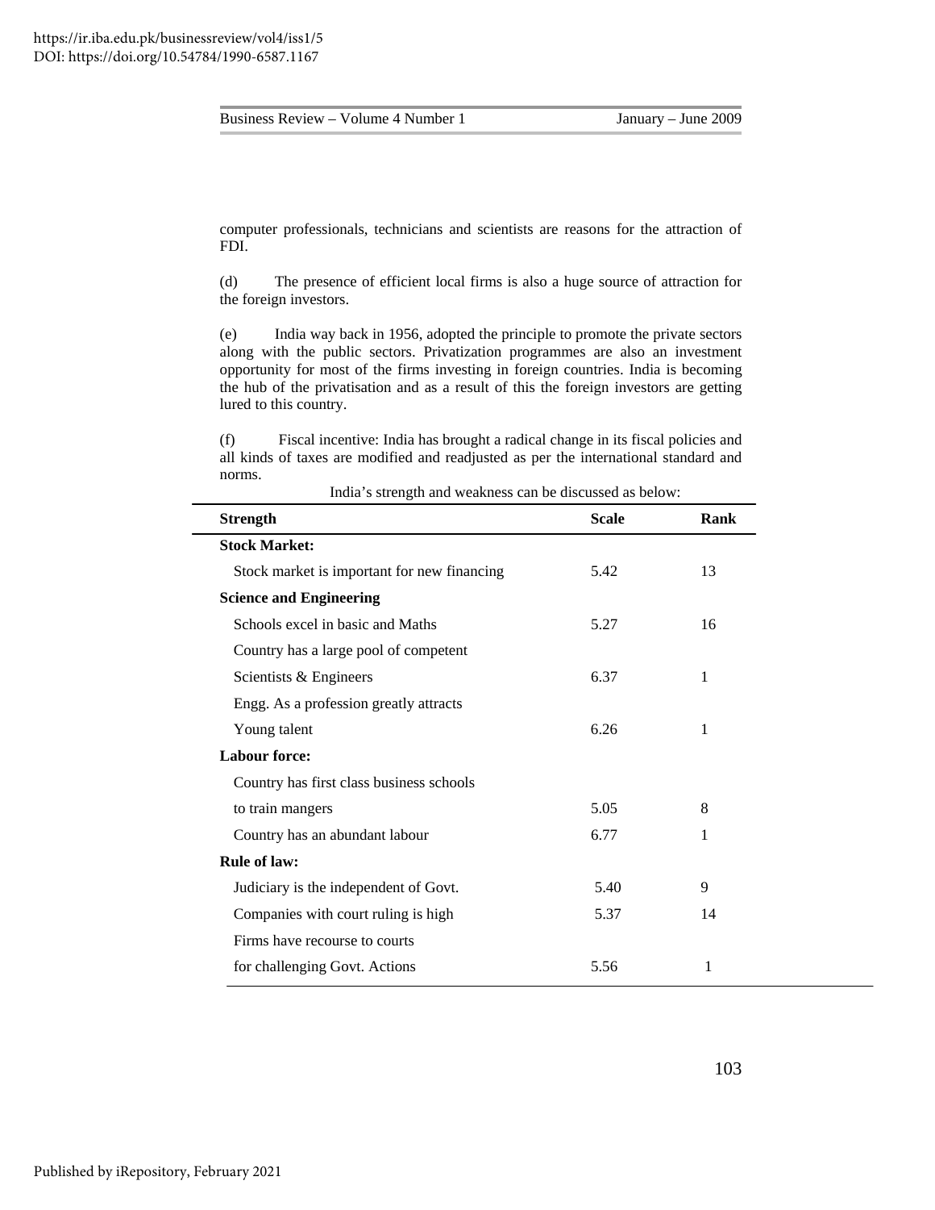computer professionals, technicians and scientists are reasons for the attraction of FDI.

(d) The presence of efficient local firms is also a huge source of attraction for the foreign investors.

(e) India way back in 1956, adopted the principle to promote the private sectors along with the public sectors. Privatization programmes are also an investment opportunity for most of the firms investing in foreign countries. India is becoming the hub of the privatisation and as a result of this the foreign investors are getting lured to this country.

(f) Fiscal incentive: India has brought a radical change in its fiscal policies and all kinds of taxes are modified and readjusted as per the international standard and norms.

India's strength and weakness can be discussed as below:

| Strength | Scale | Rank |
|---|---|---|
| **Stock Market:** | | |
| Stock market is important for new financing | 5.42 | 13 |
| **Science and Engineering** | | |
| Schools excel in basic and Maths | 5.27 | 16 |
| Country has a large pool of competent Scientists & Engineers | 6.37 | 1 |
| Engg. As a profession greatly attracts Young talent | 6.26 | 1 |
| **Labour force:** | | |
| Country has first class business schools to train mangers | 5.05 | 8 |
| Country has an abundant labour | 6.77 | 1 |
| **Rule of law:** | | |
| Judiciary is the independent of Govt. | 5.40 | 9 |
| Companies with court ruling is high | 5.37 | 14 |
| Firms have recourse to courts for challenging Govt. Actions | 5.56 | 1 |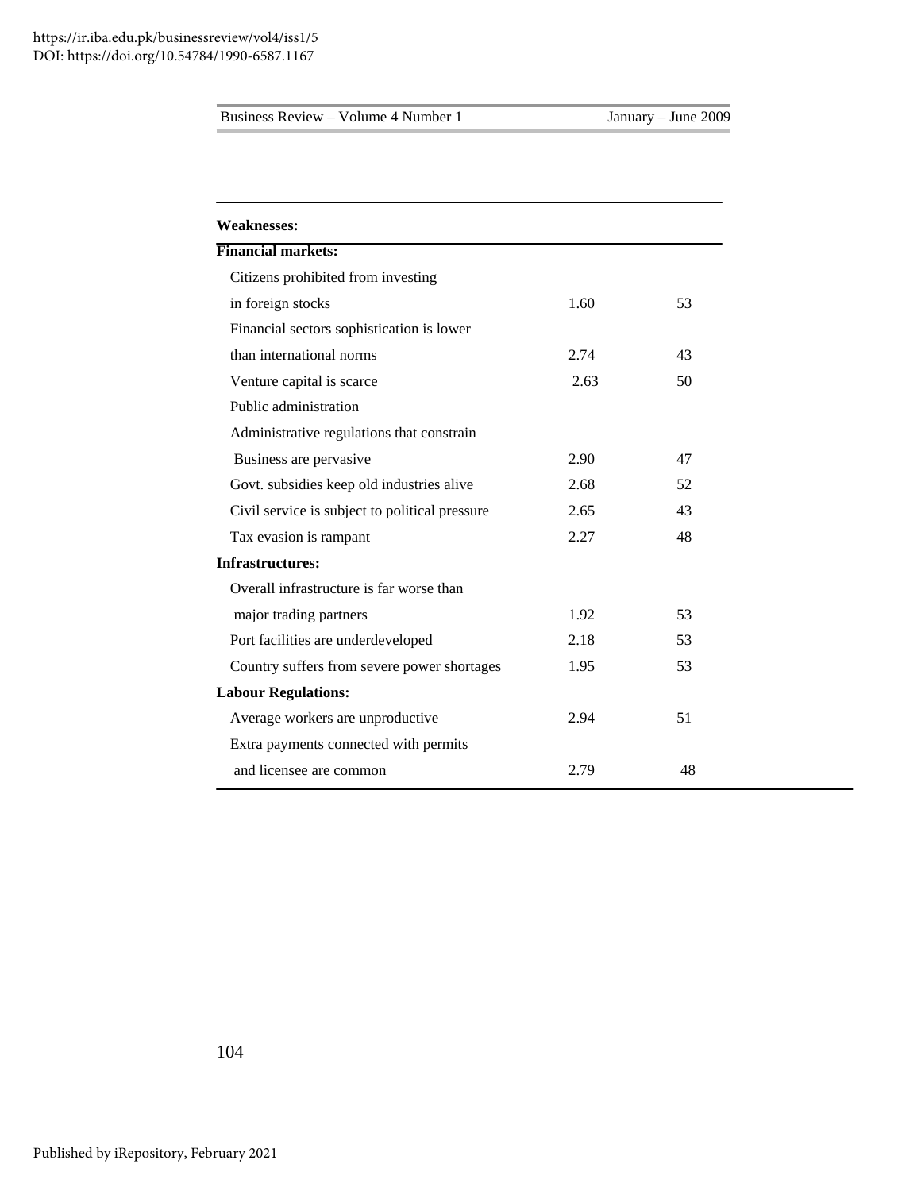| Weaknesses: | | |
|---|---|---|
| **Financial markets:** | | |
| Citizens prohibited from investing in foreign stocks | 1.60 | 53 |
| Financial sectors sophistication is lower than international norms | 2.74 | 43 |
| Venture capital is scarce | 2.63 | 50 |
| Public administration | | |
| Administrative regulations that constrain Business are pervasive | 2.90 | 47 |
| Govt. subsidies keep old industries alive | 2.68 | 52 |
| Civil service is subject to political pressure | 2.65 | 43 |
| Tax evasion is rampant | 2.27 | 48 |
| **Infrastructures:** | | |
| Overall infrastructure is far worse than major trading partners | 1.92 | 53 |
| Port facilities are underdeveloped | 2.18 | 53 |
| Country suffers from severe power shortages | 1.95 | 53 |
| **Labour Regulations:** | | |
| Average workers are unproductive | 2.94 | 51 |
| Extra payments connected with permits and licensee are common | 2.79 | 48 |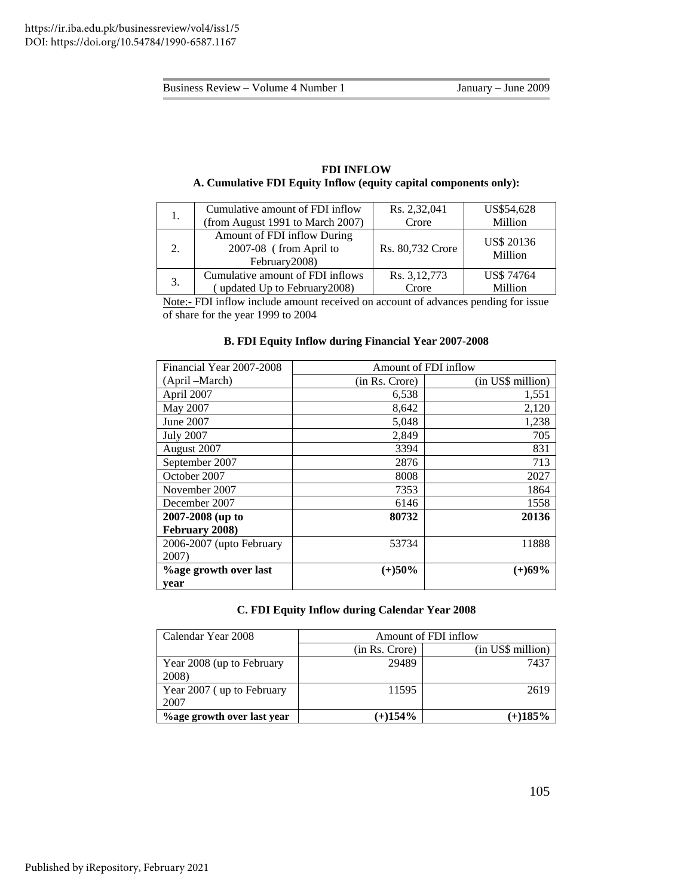**FDI INFLOW**

**A. Cumulative FDI Equity Inflow (equity capital components only):**

| | | | |
|---|---|---|---|
| 1. | Cumulative amount of FDI inflow (from August 1991 to March 2007) | Rs. 2,32,041 Crore | US$54,628 Million |
| 2. | Amount of FDI inflow During 2007-08 ( from April to February2008) | Rs. 80,732 Crore | US$ 20136 Million |
| 3. | Cumulative amount of FDI inflows ( updated Up to February2008) | Rs. 3,12,773 Crore | US$ 74764 Million |

Note:- FDI inflow include amount received on account of advances pending for issue of share for the year 1999 to 2004

**B. FDI Equity Inflow during Financial Year 2007-2008**

| Financial Year 2007-2008 | Amount of FDI inflow | |
|---|---|---|
| (April –March) | (in Rs. Crore) | (in US$ million) |
| April 2007 | 6,538 | 1,551 |
| May 2007 | 8,642 | 2,120 |
| June 2007 | 5,048 | 1,238 |
| July 2007 | 2,849 | 705 |
| August 2007 | 3394 | 831 |
| September 2007 | 2876 | 713 |
| October 2007 | 8008 | 2027 |
| November 2007 | 7353 | 1864 |
| December 2007 | 6146 | 1558 |
| **2007-2008 (up to February 2008)** | **80732** | **20136** |
| 2006-2007 (upto February 2007) | 53734 | 11888 |
| **%age growth over last year** | **(+)50%** | **(+)69%** |

**C. FDI Equity Inflow during Calendar Year 2008**

| Calendar Year 2008 | Amount of FDI inflow | |
|---|---|---|
| | (in Rs. Crore) | (in US$ million) |
| Year 2008 (up to February 2008) | 29489 | 7437 |
| Year 2007 ( up to February 2007 | 11595 | 2619 |
| **%age growth over last year** | **(+)154%** | **(+)185%** |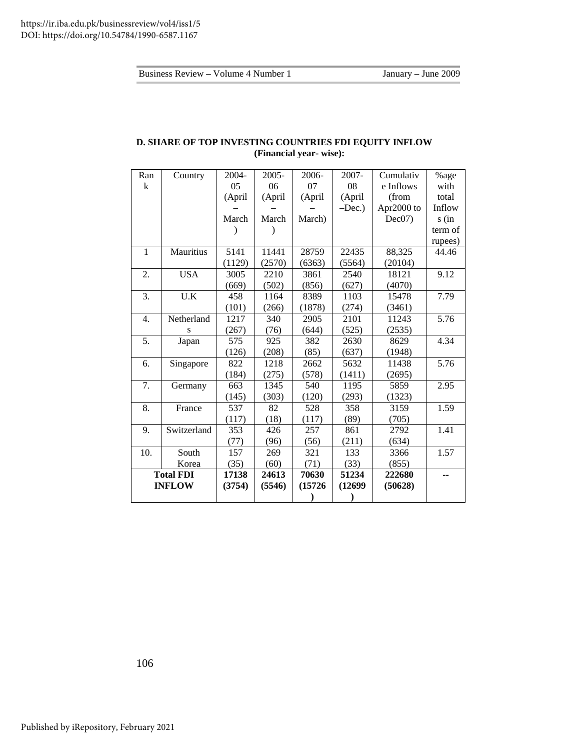**D. SHARE OF TOP INVESTING COUNTRIES FDI EQUITY INFLOW (Financial year- wise):**

| Rank | Country | 2004-05 (April – March) | 2005-06 (April – March) | 2006-07 (April – March) | 2007-08 (April –Dec.) | Cumulative Inflows (from Apr2000 to Dec07) | %age with total Inflows (in term of rupees) |
|---|---|---|---|---|---|---|---|
| 1 | Mauritius | 5141 (1129) | 11441 (2570) | 28759 (6363) | 22435 (5564) | 88,325 (20104) | 44.46 |
| 2. | USA | 3005 (669) | 2210 (502) | 3861 (856) | 2540 (627) | 18121 (4070) | 9.12 |
| 3. | U.K | 458 (101) | 1164 (266) | 8389 (1878) | 1103 (274) | 15478 (3461) | 7.79 |
| 4. | Netherlands | 1217 (267) | 340 (76) | 2905 (644) | 2101 (525) | 11243 (2535) | 5.76 |
| 5. | Japan | 575 (126) | 925 (208) | 382 (85) | 2630 (637) | 8629 (1948) | 4.34 |
| 6. | Singapore | 822 (184) | 1218 (275) | 2662 (578) | 5632 (1411) | 11438 (2695) | 5.76 |
| 7. | Germany | 663 (145) | 1345 (303) | 540 (120) | 1195 (293) | 5859 (1323) | 2.95 |
| 8. | France | 537 (117) | 82 (18) | 528 (117) | 358 (89) | 3159 (705) | 1.59 |
| 9. | Switzerland | 353 (77) | 426 (96) | 257 (56) | 861 (211) | 2792 (634) | 1.41 |
| 10. | South Korea | 157 (35) | 269 (60) | 321 (71) | 133 (33) | 3366 (855) | 1.57 |
| **Total FDI INFLOW** | | **17138 (3754)** | **24613 (5546)** | **70630 (15726)** | **51234 (12699)** | **222680 (50628)** | -- |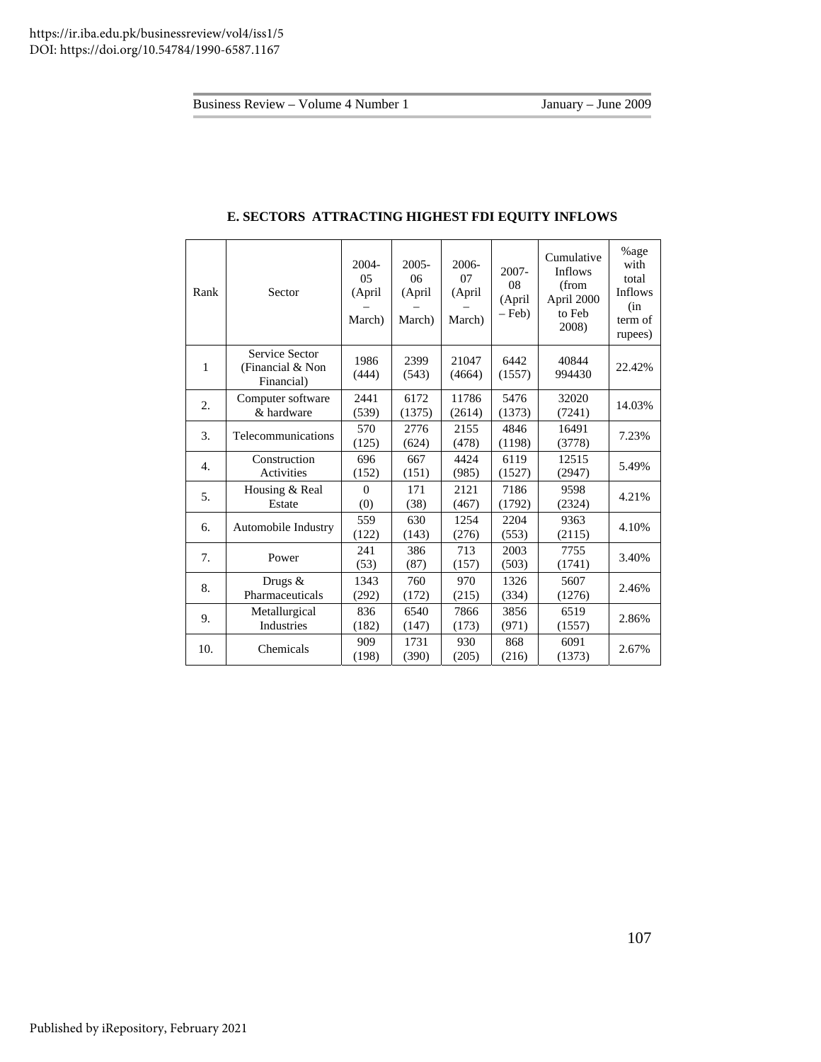**E. SECTORS ATTRACTING HIGHEST FDI EQUITY INFLOWS**

| Rank | Sector | 2004-05 (April – March) | 2005-06 (April – March) | 2006-07 (April – March) | 2007-08 (April – Feb) | Cumulative Inflows (from April 2000 to Feb 2008) | %age with total Inflows (in term of rupees) |
|---|---|---|---|---|---|---|---|
| 1 | Service Sector (Financial & Non Financial) | 1986 (444) | 2399 (543) | 21047 (4664) | 6442 (1557) | 40844 994430 | 22.42% |
| 2. | Computer software & hardware | 2441 (539) | 6172 (1375) | 11786 (2614) | 5476 (1373) | 32020 (7241) | 14.03% |
| 3. | Telecommunications | 570 (125) | 2776 (624) | 2155 (478) | 4846 (1198) | 16491 (3778) | 7.23% |
| 4. | Construction Activities | 696 (152) | 667 (151) | 4424 (985) | 6119 (1527) | 12515 (2947) | 5.49% |
| 5. | Housing & Real Estate | 0 (0) | 171 (38) | 2121 (467) | 7186 (1792) | 9598 (2324) | 4.21% |
| 6. | Automobile Industry | 559 (122) | 630 (143) | 1254 (276) | 2204 (553) | 9363 (2115) | 4.10% |
| 7. | Power | 241 (53) | 386 (87) | 713 (157) | 2003 (503) | 7755 (1741) | 3.40% |
| 8. | Drugs & Pharmaceuticals | 1343 (292) | 760 (172) | 970 (215) | 1326 (334) | 5607 (1276) | 2.46% |
| 9. | Metallurgical Industries | 836 (182) | 6540 (147) | 7866 (173) | 3856 (971) | 6519 (1557) | 2.86% |
| 10. | Chemicals | 909 (198) | 1731 (390) | 930 (205) | 868 (216) | 6091 (1373) | 2.67% |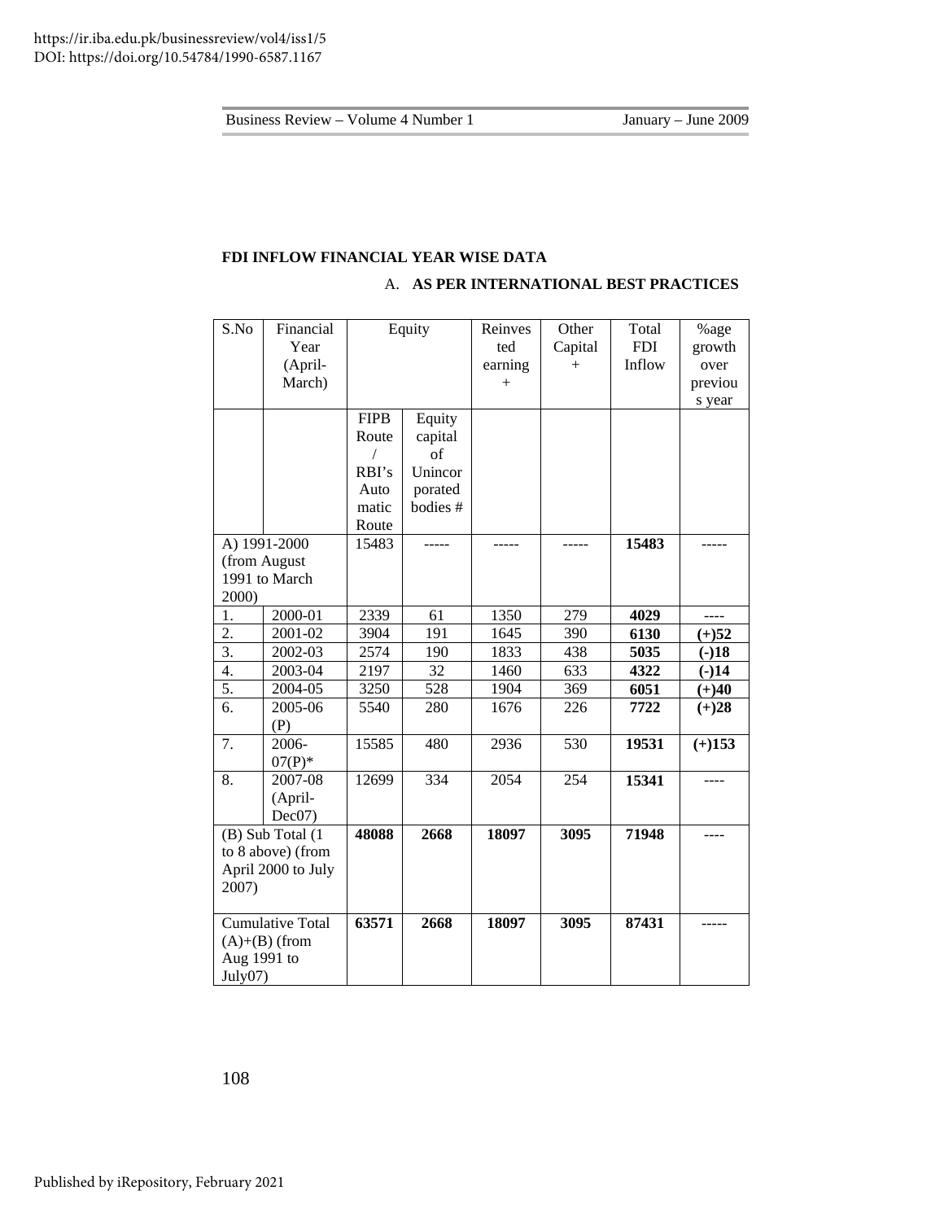**FDI INFLOW FINANCIAL YEAR WISE DATA**

A. **AS PER INTERNATIONAL BEST PRACTICES**

| S.No | Financial Year (April-March) | Equity | | Reinvested earning + | Other Capital + | Total FDI Inflow | %age growth over previous year |
|---|---|---|---|---|---|---|---|
| | | FIPB Route / RBI's Automatic Route | Equity capital of Unincorporated bodies # | | | | |
| A) 1991-2000 (from August 1991 to March 2000) | | 15483 | ----- | ----- | ----- | **15483** | ----- |
| 1. | 2000-01 | 2339 | 61 | 1350 | 279 | **4029** | ---- |
| 2. | 2001-02 | 3904 | 191 | 1645 | 390 | **6130** | **(+)52** |
| 3. | 2002-03 | 2574 | 190 | 1833 | 438 | **5035** | **(-)18** |
| 4. | 2003-04 | 2197 | 32 | 1460 | 633 | **4322** | **(-)14** |
| 5. | 2004-05 | 3250 | 528 | 1904 | 369 | **6051** | **(+)40** |
| 6. | 2005-06 (P) | 5540 | 280 | 1676 | 226 | **7722** | **(+)28** |
| 7. | 2006-07(P)* | 15585 | 480 | 2936 | 530 | **19531** | **(+)153** |
| 8. | 2007-08 (April-Dec07) | 12699 | 334 | 2054 | 254 | **15341** | ---- |
| (B) Sub Total (1 to 8 above) (from April 2000 to July 2007) | | **48088** | **2668** | **18097** | **3095** | **71948** | ---- |
| Cumulative Total (A)+(B) (from Aug 1991 to July07) | | **63571** | **2668** | **18097** | **3095** | **87431** | ----- |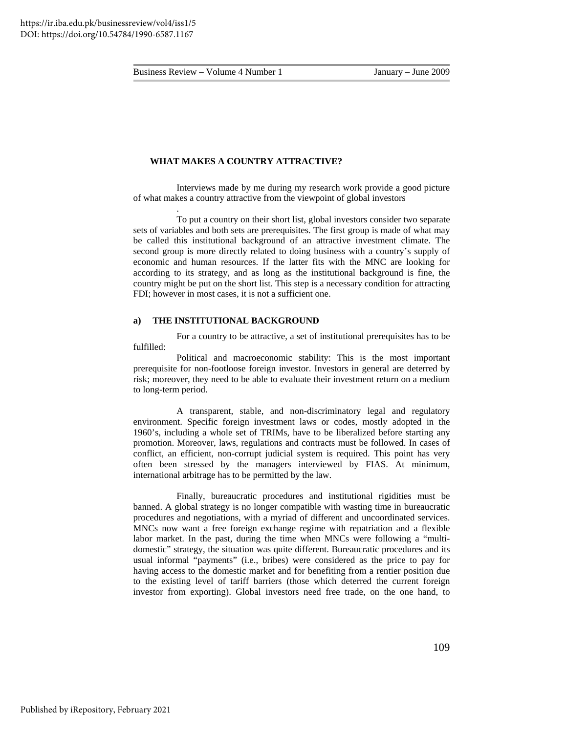**WHAT MAKES A COUNTRY ATTRACTIVE?**

Interviews made by me during my research work provide a good picture of what makes a country attractive from the viewpoint of global investors

.

To put a country on their short list, global investors consider two separate sets of variables and both sets are prerequisites. The first group is made of what may be called this institutional background of an attractive investment climate. The second group is more directly related to doing business with a country's supply of economic and human resources. If the latter fits with the MNC are looking for according to its strategy, and as long as the institutional background is fine, the country might be put on the short list. This step is a necessary condition for attracting FDI; however in most cases, it is not a sufficient one.

**a) THE INSTITUTIONAL BACKGROUND**

For a country to be attractive, a set of institutional prerequisites has to be fulfilled:

Political and macroeconomic stability: This is the most important prerequisite for non-footloose foreign investor. Investors in general are deterred by risk; moreover, they need to be able to evaluate their investment return on a medium to long-term period.

A transparent, stable, and non-discriminatory legal and regulatory environment. Specific foreign investment laws or codes, mostly adopted in the 1960's, including a whole set of TRIMs, have to be liberalized before starting any promotion. Moreover, laws, regulations and contracts must be followed. In cases of conflict, an efficient, non-corrupt judicial system is required. This point has very often been stressed by the managers interviewed by FIAS. At minimum, international arbitrage has to be permitted by the law.

Finally, bureaucratic procedures and institutional rigidities must be banned. A global strategy is no longer compatible with wasting time in bureaucratic procedures and negotiations, with a myriad of different and uncoordinated services. MNCs now want a free foreign exchange regime with repatriation and a flexible labor market. In the past, during the time when MNCs were following a "multi-domestic" strategy, the situation was quite different. Bureaucratic procedures and its usual informal "payments" (i.e., bribes) were considered as the price to pay for having access to the domestic market and for benefiting from a rentier position due to the existing level of tariff barriers (those which deterred the current foreign investor from exporting). Global investors need free trade, on the one hand, to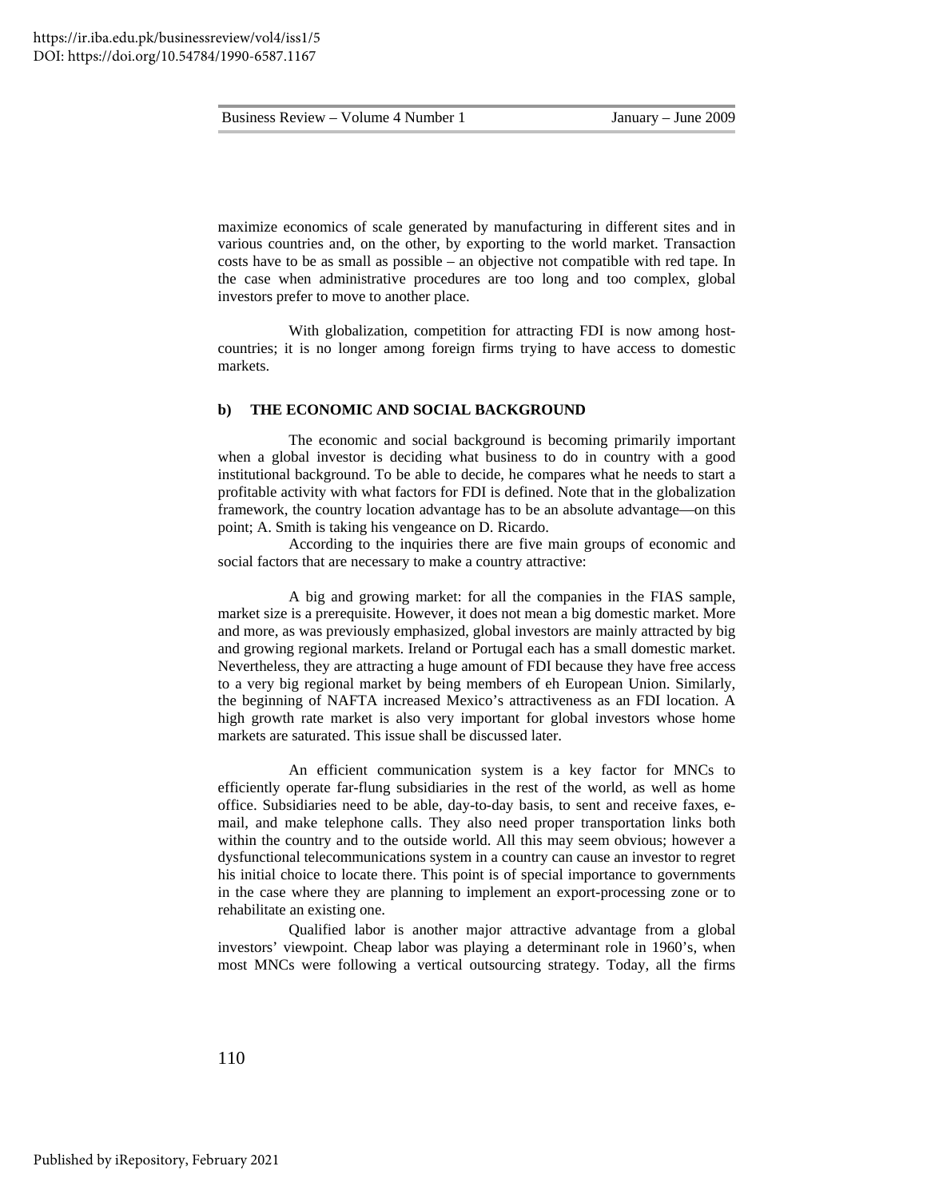maximize economics of scale generated by manufacturing in different sites and in various countries and, on the other, by exporting to the world market. Transaction costs have to be as small as possible – an objective not compatible with red tape. In the case when administrative procedures are too long and too complex, global investors prefer to move to another place.

With globalization, competition for attracting FDI is now among host-countries; it is no longer among foreign firms trying to have access to domestic markets.

### b) THE ECONOMIC AND SOCIAL BACKGROUND

The economic and social background is becoming primarily important when a global investor is deciding what business to do in country with a good institutional background. To be able to decide, he compares what he needs to start a profitable activity with what factors for FDI is defined. Note that in the globalization framework, the country location advantage has to be an absolute advantage—on this point; A. Smith is taking his vengeance on D. Ricardo.

According to the inquiries there are five main groups of economic and social factors that are necessary to make a country attractive:

A big and growing market: for all the companies in the FIAS sample, market size is a prerequisite. However, it does not mean a big domestic market. More and more, as was previously emphasized, global investors are mainly attracted by big and growing regional markets. Ireland or Portugal each has a small domestic market. Nevertheless, they are attracting a huge amount of FDI because they have free access to a very big regional market by being members of eh European Union. Similarly, the beginning of NAFTA increased Mexico's attractiveness as an FDI location. A high growth rate market is also very important for global investors whose home markets are saturated. This issue shall be discussed later.

An efficient communication system is a key factor for MNCs to efficiently operate far-flung subsidiaries in the rest of the world, as well as home office. Subsidiaries need to be able, day-to-day basis, to sent and receive faxes, e-mail, and make telephone calls. They also need proper transportation links both within the country and to the outside world. All this may seem obvious; however a dysfunctional telecommunications system in a country can cause an investor to regret his initial choice to locate there. This point is of special importance to governments in the case where they are planning to implement an export-processing zone or to rehabilitate an existing one.

Qualified labor is another major attractive advantage from a global investors' viewpoint. Cheap labor was playing a determinant role in 1960's, when most MNCs were following a vertical outsourcing strategy. Today, all the firms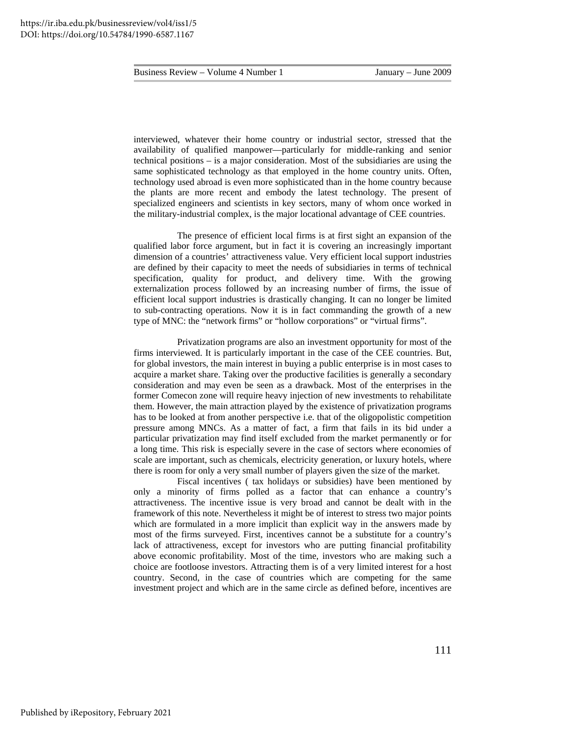interviewed, whatever their home country or industrial sector, stressed that the availability of qualified manpower—particularly for middle-ranking and senior technical positions – is a major consideration. Most of the subsidiaries are using the same sophisticated technology as that employed in the home country units. Often, technology used abroad is even more sophisticated than in the home country because the plants are more recent and embody the latest technology. The present of specialized engineers and scientists in key sectors, many of whom once worked in the military-industrial complex, is the major locational advantage of CEE countries.

The presence of efficient local firms is at first sight an expansion of the qualified labor force argument, but in fact it is covering an increasingly important dimension of a countries' attractiveness value. Very efficient local support industries are defined by their capacity to meet the needs of subsidiaries in terms of technical specification, quality for product, and delivery time. With the growing externalization process followed by an increasing number of firms, the issue of efficient local support industries is drastically changing. It can no longer be limited to sub-contracting operations. Now it is in fact commanding the growth of a new type of MNC: the "network firms" or "hollow corporations" or "virtual firms".

Privatization programs are also an investment opportunity for most of the firms interviewed. It is particularly important in the case of the CEE countries. But, for global investors, the main interest in buying a public enterprise is in most cases to acquire a market share. Taking over the productive facilities is generally a secondary consideration and may even be seen as a drawback. Most of the enterprises in the former Comecon zone will require heavy injection of new investments to rehabilitate them. However, the main attraction played by the existence of privatization programs has to be looked at from another perspective i.e. that of the oligopolistic competition pressure among MNCs. As a matter of fact, a firm that fails in its bid under a particular privatization may find itself excluded from the market permanently or for a long time. This risk is especially severe in the case of sectors where economies of scale are important, such as chemicals, electricity generation, or luxury hotels, where there is room for only a very small number of players given the size of the market.

Fiscal incentives ( tax holidays or subsidies) have been mentioned by only a minority of firms polled as a factor that can enhance a country's attractiveness. The incentive issue is very broad and cannot be dealt with in the framework of this note. Nevertheless it might be of interest to stress two major points which are formulated in a more implicit than explicit way in the answers made by most of the firms surveyed. First, incentives cannot be a substitute for a country's lack of attractiveness, except for investors who are putting financial profitability above economic profitability. Most of the time, investors who are making such a choice are footloose investors. Attracting them is of a very limited interest for a host country. Second, in the case of countries which are competing for the same investment project and which are in the same circle as defined before, incentives are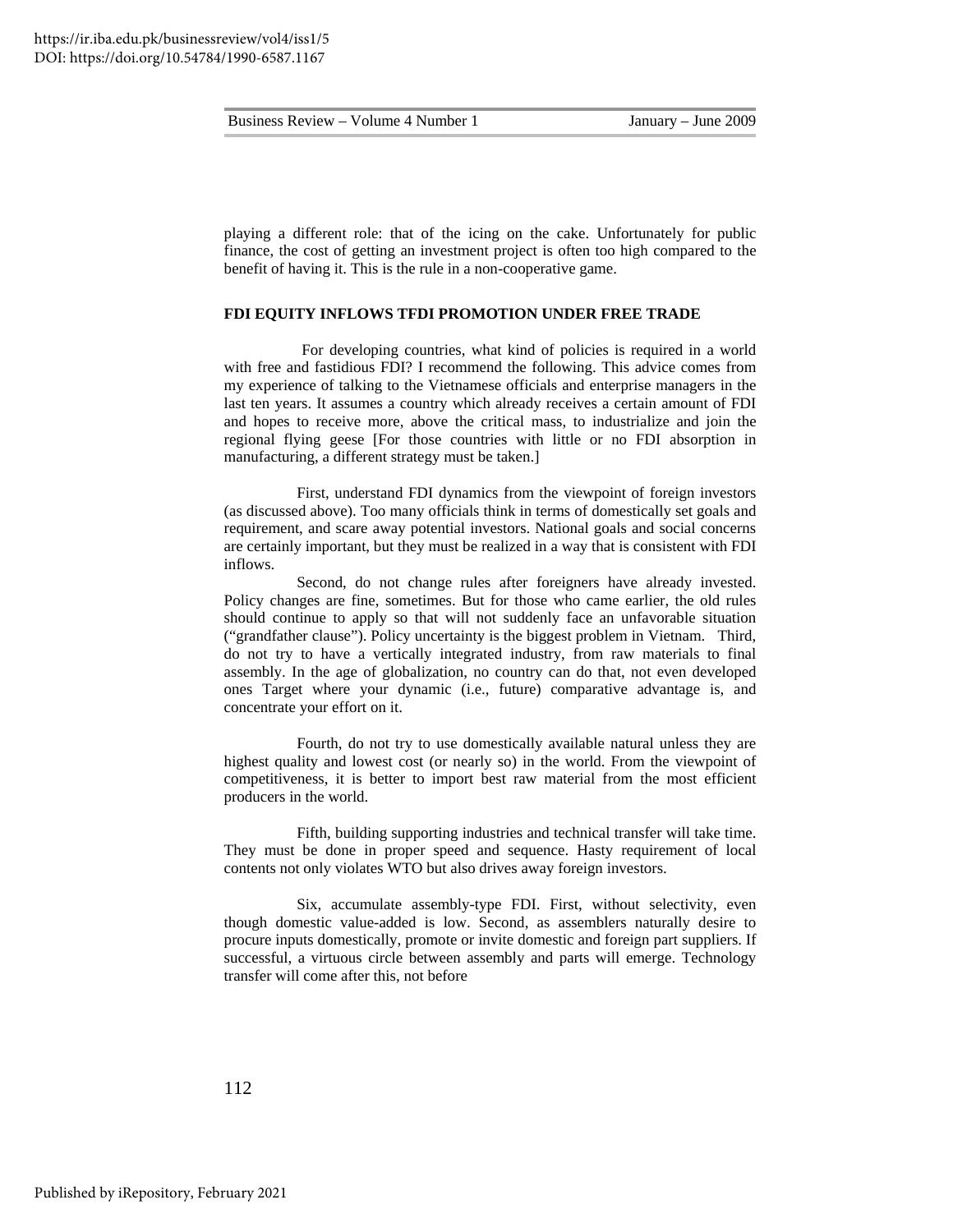playing a different role: that of the icing on the cake. Unfortunately for public finance, the cost of getting an investment project is often too high compared to the benefit of having it. This is the rule in a non-cooperative game.

**FDI EQUITY INFLOWS TFDI PROMOTION UNDER FREE TRADE**

For developing countries, what kind of policies is required in a world with free and fastidious FDI? I recommend the following. This advice comes from my experience of talking to the Vietnamese officials and enterprise managers in the last ten years. It assumes a country which already receives a certain amount of FDI and hopes to receive more, above the critical mass, to industrialize and join the regional flying geese [For those countries with little or no FDI absorption in manufacturing, a different strategy must be taken.]

First, understand FDI dynamics from the viewpoint of foreign investors (as discussed above). Too many officials think in terms of domestically set goals and requirement, and scare away potential investors. National goals and social concerns are certainly important, but they must be realized in a way that is consistent with FDI inflows.

Second, do not change rules after foreigners have already invested. Policy changes are fine, sometimes. But for those who came earlier, the old rules should continue to apply so that will not suddenly face an unfavorable situation ("grandfather clause"). Policy uncertainty is the biggest problem in Vietnam. Third, do not try to have a vertically integrated industry, from raw materials to final assembly. In the age of globalization, no country can do that, not even developed ones Target where your dynamic (i.e., future) comparative advantage is, and concentrate your effort on it.

Fourth, do not try to use domestically available natural unless they are highest quality and lowest cost (or nearly so) in the world. From the viewpoint of competitiveness, it is better to import best raw material from the most efficient producers in the world.

Fifth, building supporting industries and technical transfer will take time. They must be done in proper speed and sequence. Hasty requirement of local contents not only violates WTO but also drives away foreign investors.

Six, accumulate assembly-type FDI. First, without selectivity, even though domestic value-added is low. Second, as assemblers naturally desire to procure inputs domestically, promote or invite domestic and foreign part suppliers. If successful, a virtuous circle between assembly and parts will emerge. Technology transfer will come after this, not before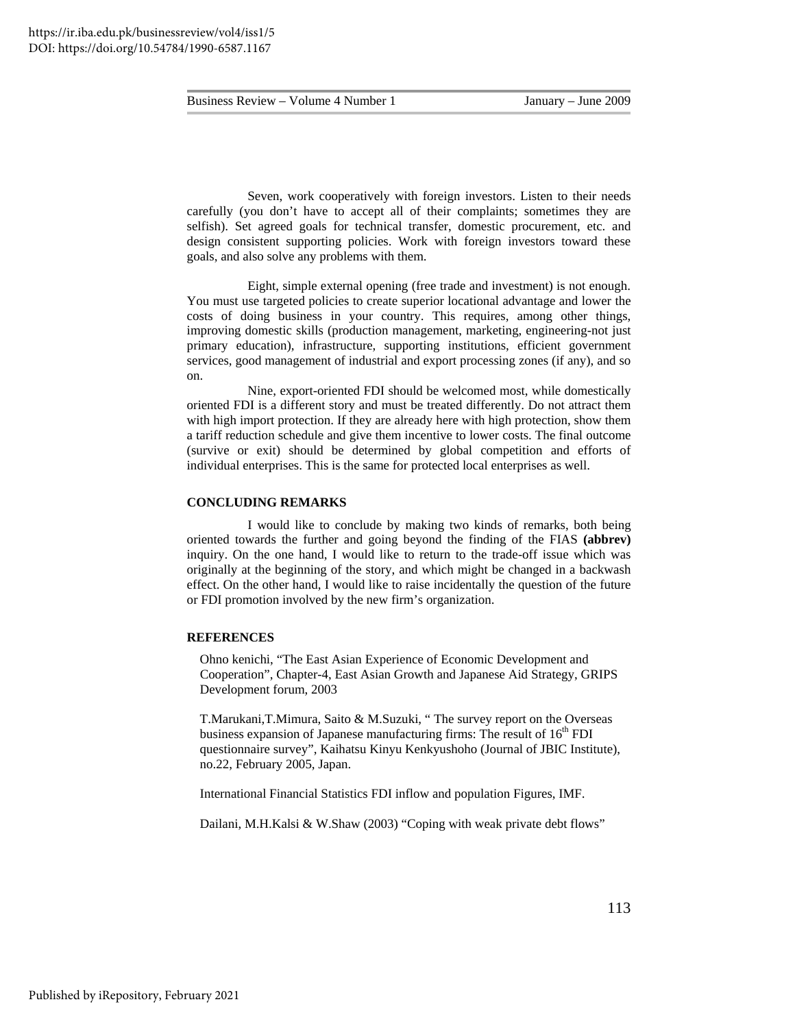Seven, work cooperatively with foreign investors. Listen to their needs carefully (you don't have to accept all of their complaints; sometimes they are selfish). Set agreed goals for technical transfer, domestic procurement, etc. and design consistent supporting policies. Work with foreign investors toward these goals, and also solve any problems with them.

Eight, simple external opening (free trade and investment) is not enough. You must use targeted policies to create superior locational advantage and lower the costs of doing business in your country. This requires, among other things, improving domestic skills (production management, marketing, engineering-not just primary education), infrastructure, supporting institutions, efficient government services, good management of industrial and export processing zones (if any), and so on.

Nine, export-oriented FDI should be welcomed most, while domestically oriented FDI is a different story and must be treated differently. Do not attract them with high import protection. If they are already here with high protection, show them a tariff reduction schedule and give them incentive to lower costs. The final outcome (survive or exit) should be determined by global competition and efforts of individual enterprises. This is the same for protected local enterprises as well.

## CONCLUDING REMARKS

I would like to conclude by making two kinds of remarks, both being oriented towards the further and going beyond the finding of the FIAS **(abbrev)** inquiry. On the one hand, I would like to return to the trade-off issue which was originally at the beginning of the story, and which might be changed in a backwash effect. On the other hand, I would like to raise incidentally the question of the future or FDI promotion involved by the new firm's organization.

## REFERENCES

Ohno kenichi, "The East Asian Experience of Economic Development and Cooperation", Chapter-4, East Asian Growth and Japanese Aid Strategy, GRIPS Development forum, 2003

T.Marukani,T.Mimura, Saito & M.Suzuki, " The survey report on the Overseas business expansion of Japanese manufacturing firms: The result of 16th FDI questionnaire survey", Kaihatsu Kinyu Kenkyushoho (Journal of JBIC Institute), no.22, February 2005, Japan.

International Financial Statistics FDI inflow and population Figures, IMF.

Dailani, M.H.Kalsi & W.Shaw (2003) "Coping with weak private debt flows"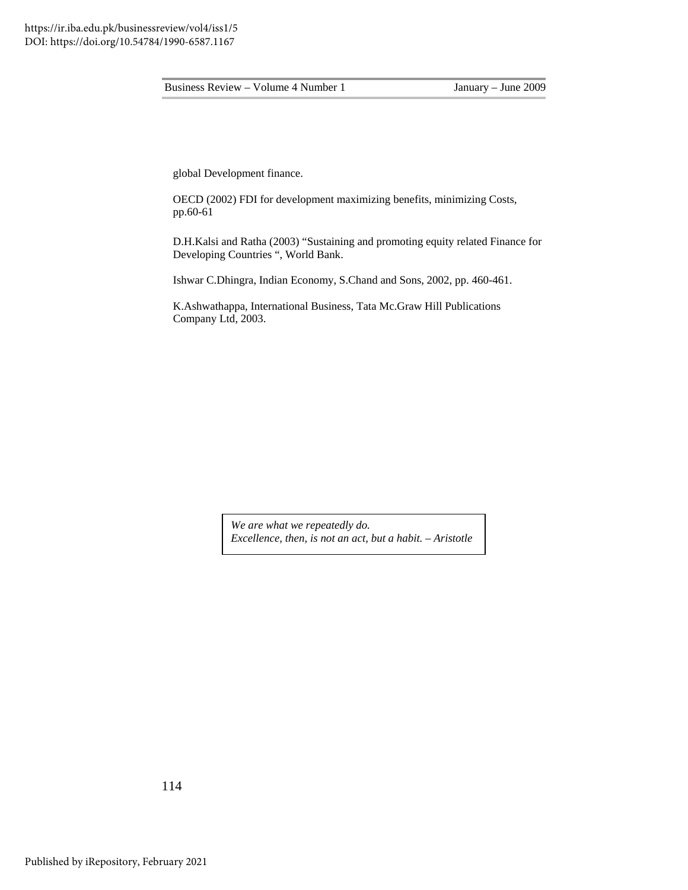global Development finance.

OECD (2002) FDI for development maximizing benefits, minimizing Costs, pp.60-61

D.H.Kalsi and Ratha (2003) "Sustaining and promoting equity related Finance for Developing Countries ", World Bank.

Ishwar C.Dhingra, Indian Economy, S.Chand and Sons, 2002, pp. 460-461.

K.Ashwathappa, International Business, Tata Mc.Graw Hill Publications Company Ltd, 2003.

*We are what we repeatedly do.*
*Excellence, then, is not an act, but a habit. – Aristotle*